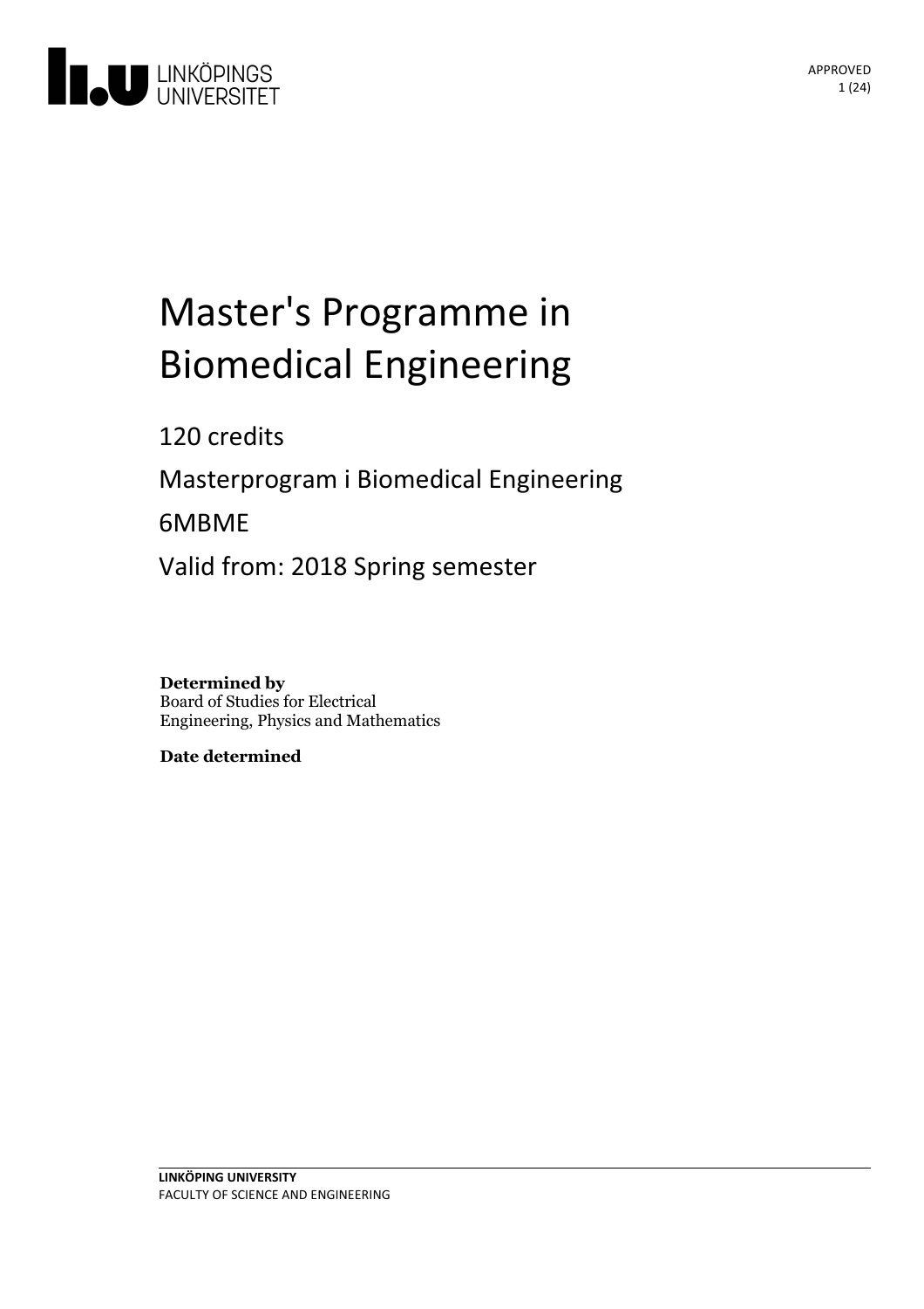# Master's Programme in Biomedical Engineering

120 credits

Masterprogram i Biomedical Engineering

6MBME

Valid from: 2018 Spring semester

**Determined by**
Board of Studies for Electrical Engineering, Physics and Mathematics

**Date determined**

**LINKÖPING UNIVERSITY**
FACULTY OF SCIENCE AND ENGINEERING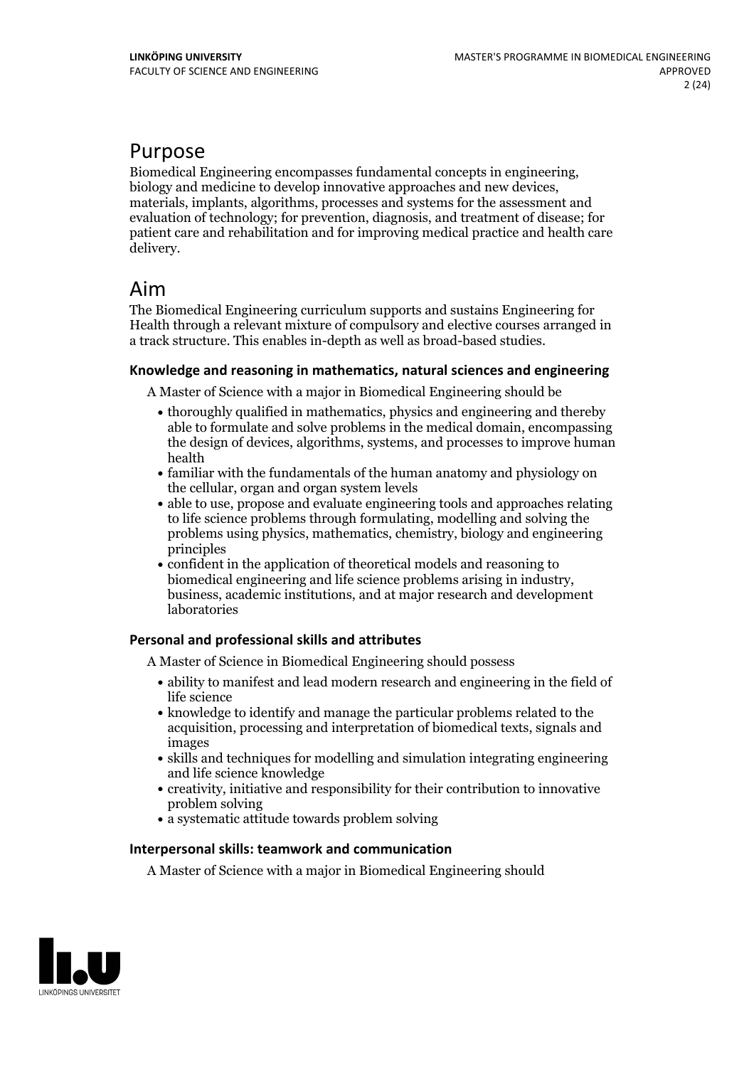## Purpose

Biomedical Engineering encompasses fundamental concepts in engineering, biology and medicine to develop innovative approaches and new devices, materials, implants, algorithms, processes and systems for the assessment and evaluation of technology; for prevention, diagnosis, and treatment of disease; for patient care and rehabilitation and for improving medical practice and health care delivery.

## Aim

The Biomedical Engineering curriculum supports and sustains Engineering for Health through a relevant mixture of compulsory and elective courses arranged in a track structure. This enables in-depth as well as broad-based studies.

### Knowledge and reasoning in mathematics, natural sciences and engineering

A Master of Science with a major in Biomedical Engineering should be

- thoroughly qualified in mathematics, physics and engineering and thereby able to formulate and solve problems in the medical domain, encompassing the design of devices, algorithms, systems, and processes to improve human health
- familiar with the fundamentals of the human anatomy and physiology on the cellular, organ and organ system levels
- able to use, propose and evaluate engineering tools and approaches relating to life science problems through formulating, modelling and solving the problems using physics, mathematics, chemistry, biology and engineering principles
- confident in the application of theoretical models and reasoning to biomedical engineering and life science problems arising in industry, business, academic institutions, and at major research and development laboratories

### Personal and professional skills and attributes

A Master of Science in Biomedical Engineering should possess

- ability to manifest and lead modern research and engineering in the field of life science
- knowledge to identify and manage the particular problems related to the acquisition, processing and interpretation of biomedical texts, signals and images
- skills and techniques for modelling and simulation integrating engineering and life science knowledge
- creativity, initiative and responsibility for their contribution to innovative problem solving
- a systematic attitude towards problem solving

### Interpersonal skills: teamwork and communication

A Master of Science with a major in Biomedical Engineering should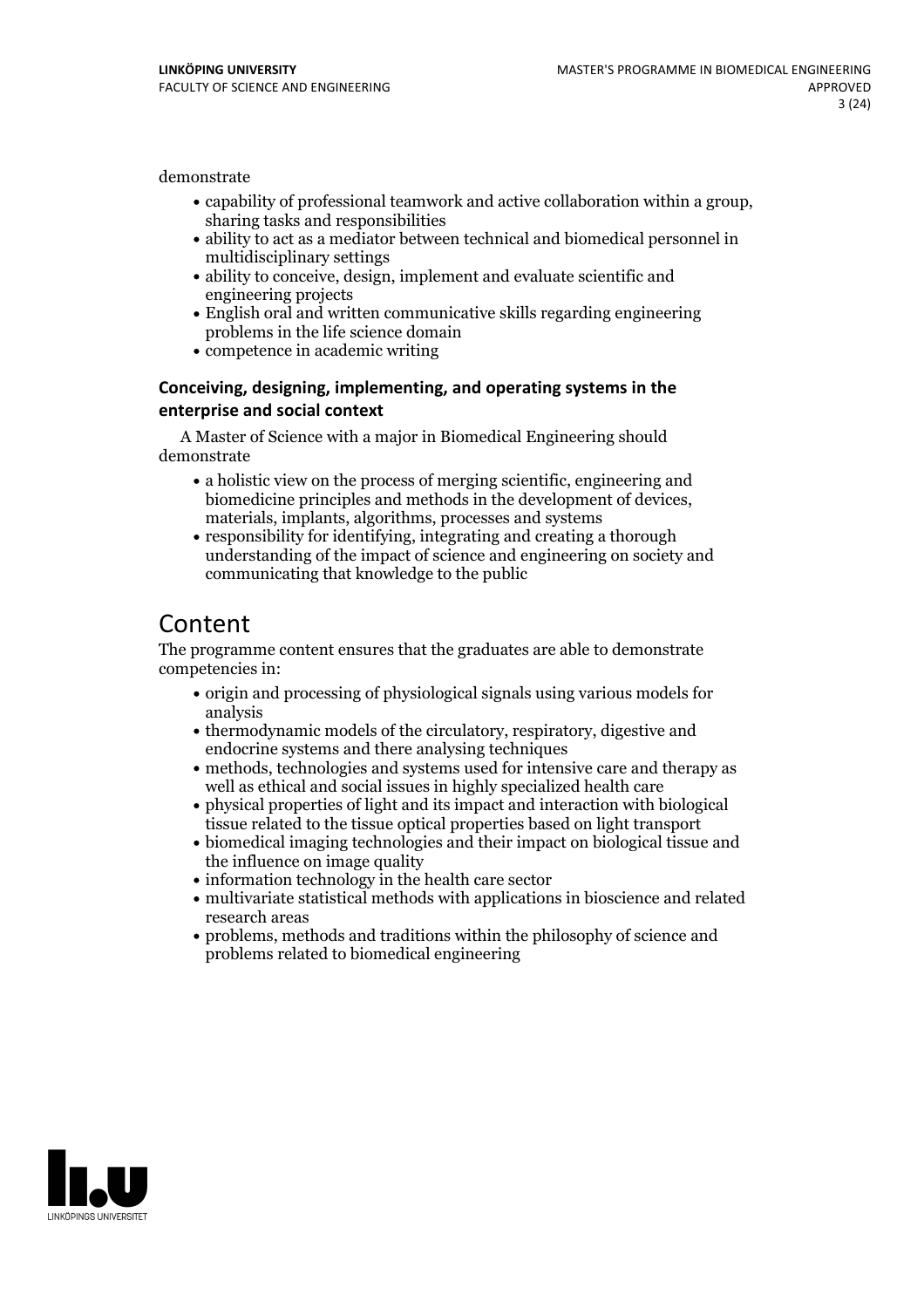demonstrate

- capability of professional teamwork and active collaboration within a group, sharing tasks and responsibilities
- ability to act as a mediator between technical and biomedical personnel in multidisciplinary settings
- ability to conceive, design, implement and evaluate scientific and engineering projects
- English oral and written communicative skills regarding engineering problems in the life science domain
- competence in academic writing

### Conceiving, designing, implementing, and operating systems in the enterprise and social context

A Master of Science with a major in Biomedical Engineering should demonstrate

- a holistic view on the process of merging scientific, engineering and biomedicine principles and methods in the development of devices, materials, implants, algorithms, processes and systems
- responsibility for identifying, integrating and creating a thorough understanding of the impact of science and engineering on society and communicating that knowledge to the public

## Content

The programme content ensures that the graduates are able to demonstrate competencies in:

- origin and processing of physiological signals using various models for analysis
- thermodynamic models of the circulatory, respiratory, digestive and endocrine systems and there analysing techniques
- methods, technologies and systems used for intensive care and therapy as well as ethical and social issues in highly specialized health care
- physical properties of light and its impact and interaction with biological tissue related to the tissue optical properties based on light transport
- biomedical imaging technologies and their impact on biological tissue and the influence on image quality
- information technology in the health care sector
- multivariate statistical methods with applications in bioscience and related research areas
- problems, methods and traditions within the philosophy of science and problems related to biomedical engineering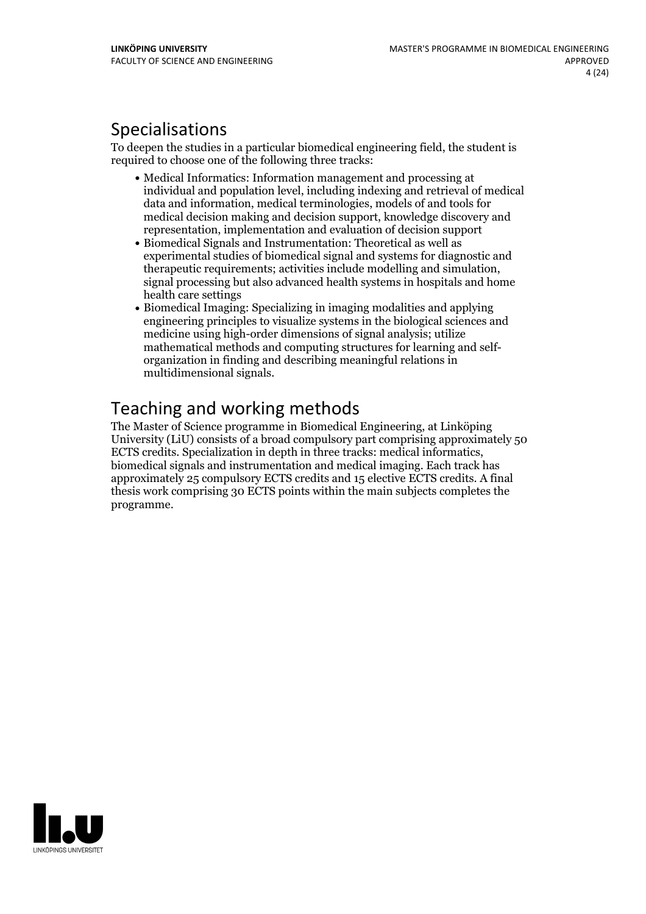## Specialisations

To deepen the studies in a particular biomedical engineering field, the student is required to choose one of the following three tracks:

- Medical Informatics: Information management and processing at individual and population level, including indexing and retrieval of medical data and information, medical terminologies, models of and tools for medical decision making and decision support, knowledge discovery and representation, implementation and evaluation of decision support
- Biomedical Signals and Instrumentation: Theoretical as well as experimental studies of biomedical signal and systems for diagnostic and therapeutic requirements; activities include modelling and simulation, signal processing but also advanced health systems in hospitals and home health care settings
- Biomedical Imaging: Specializing in imaging modalities and applying engineering principles to visualize systems in the biological sciences and medicine using high-order dimensions of signal analysis; utilize mathematical methods and computing structures for learning and self-organization in finding and describing meaningful relations in multidimensional signals.

## Teaching and working methods

The Master of Science programme in Biomedical Engineering, at Linköping University (LiU) consists of a broad compulsory part comprising approximately 50 ECTS credits. Specialization in depth in three tracks: medical informatics, biomedical signals and instrumentation and medical imaging. Each track has approximately 25 compulsory ECTS credits and 15 elective ECTS credits. A final thesis work comprising 30 ECTS points within the main subjects completes the programme.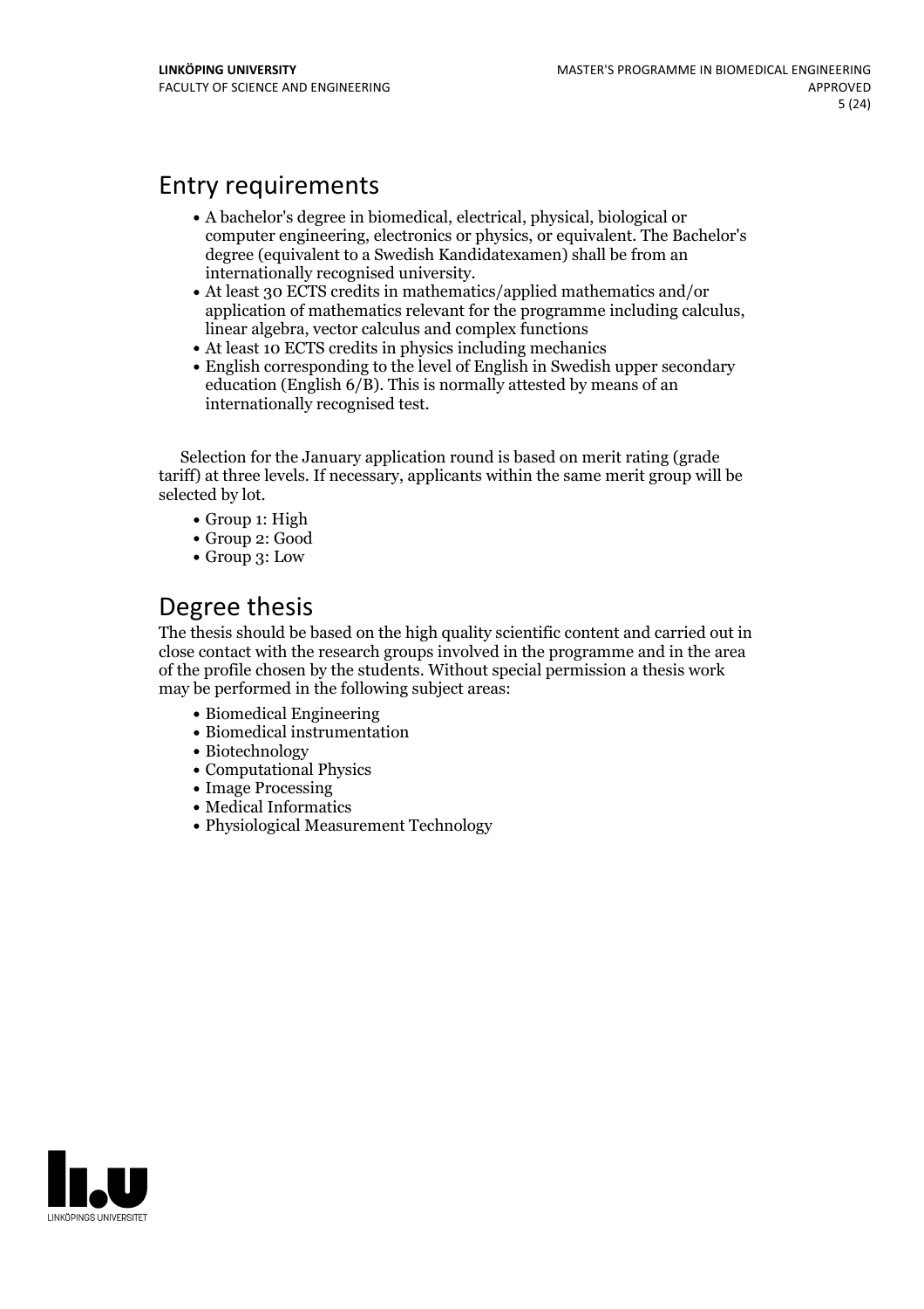## Entry requirements

- A bachelor's degree in biomedical, electrical, physical, biological or computer engineering, electronics or physics, or equivalent. The Bachelor's degree (equivalent to a Swedish Kandidatexamen) shall be from an internationally recognised university.
- At least 30 ECTS credits in mathematics/applied mathematics and/or application of mathematics relevant for the programme including calculus, linear algebra, vector calculus and complex functions
- At least 10 ECTS credits in physics including mechanics
- English corresponding to the level of English in Swedish upper secondary education (English 6/B). This is normally attested by means of an internationally recognised test.

Selection for the January application round is based on merit rating (grade tariff) at three levels. If necessary, applicants within the same merit group will be selected by lot.

- Group 1: High
- Group 2: Good
- Group 3: Low

## Degree thesis

The thesis should be based on the high quality scientific content and carried out in close contact with the research groups involved in the programme and in the area of the profile chosen by the students. Without special permission a thesis work may be performed in the following subject areas:

- Biomedical Engineering
- Biomedical instrumentation
- Biotechnology
- Computational Physics
- Image Processing
- Medical Informatics
- Physiological Measurement Technology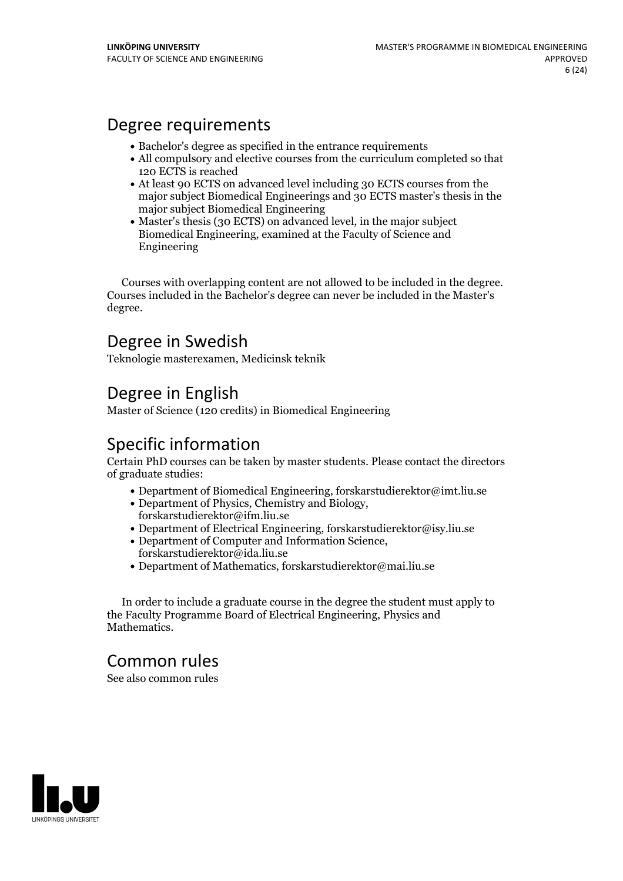## Degree requirements

- Bachelor's degree as specified in the entrance requirements
- All compulsory and elective courses from the curriculum completed so that 120 ECTS is reached
- At least 90 ECTS on advanced level including 30 ECTS courses from the major subject Biomedical Engineerings and 30 ECTS master's thesis in the major subject Biomedical Engineering
- Master's thesis (30 ECTS) on advanced level, in the major subject Biomedical Engineering, examined at the Faculty of Science and Engineering

Courses with overlapping content are not allowed to be included in the degree. Courses included in the Bachelor's degree can never be included in the Master's degree.

## Degree in Swedish

Teknologie masterexamen, Medicinsk teknik

## Degree in English

Master of Science (120 credits) in Biomedical Engineering

## Specific information

Certain PhD courses can be taken by master students. Please contact the directors of graduate studies:

- Department of Biomedical Engineering, forskarstudierektor@imt.liu.se
- Department of Physics, Chemistry and Biology, forskarstudierektor@ifm.liu.se
- Department of Electrical Engineering, forskarstudierektor@isy.liu.se
- Department of Computer and Information Science, forskarstudierektor@ida.liu.se
- Department of Mathematics, forskarstudierektor@mai.liu.se

In order to include a graduate course in the degree the student must apply to the Faculty Programme Board of Electrical Engineering, Physics and Mathematics.

## Common rules

See also common rules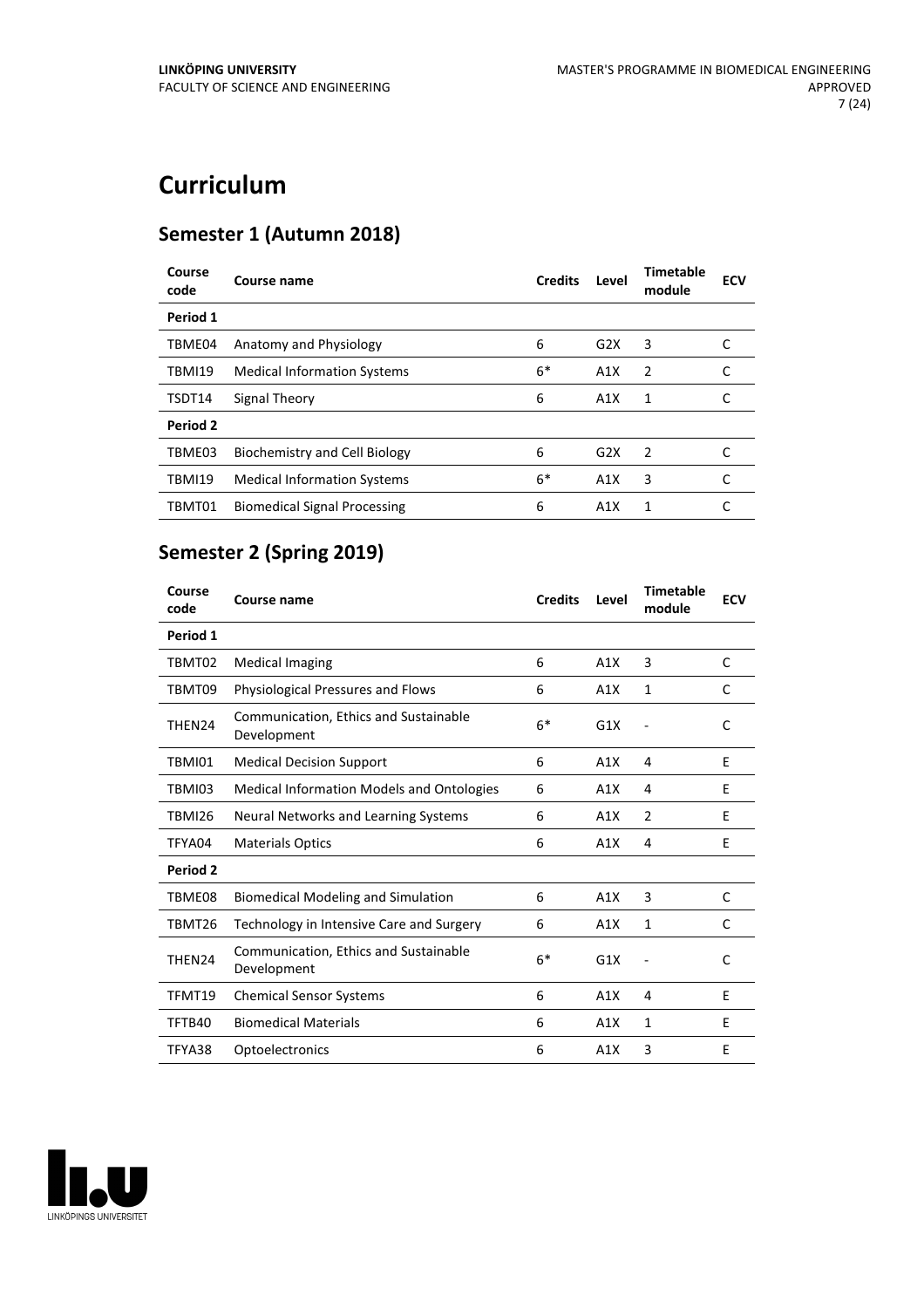# Curriculum

## Semester 1 (Autumn 2018)

| Course code | Course name | Credits | Level | Timetable module | ECV |
|---|---|---|---|---|---|
| **Period 1** | | | | | |
| TBME04 | Anatomy and Physiology | 6 | G2X | 3 | C |
| TBMI19 | Medical Information Systems | 6* | A1X | 2 | C |
| TSDT14 | Signal Theory | 6 | A1X | 1 | C |
| **Period 2** | | | | | |
| TBME03 | Biochemistry and Cell Biology | 6 | G2X | 2 | C |
| TBMI19 | Medical Information Systems | 6* | A1X | 3 | C |
| TBMT01 | Biomedical Signal Processing | 6 | A1X | 1 | C |

## Semester 2 (Spring 2019)

| Course code | Course name | Credits | Level | Timetable module | ECV |
|---|---|---|---|---|---|
| **Period 1** | | | | | |
| TBMT02 | Medical Imaging | 6 | A1X | 3 | C |
| TBMT09 | Physiological Pressures and Flows | 6 | A1X | 1 | C |
| THEN24 | Communication, Ethics and Sustainable Development | 6* | G1X | - | C |
| TBMI01 | Medical Decision Support | 6 | A1X | 4 | E |
| TBMI03 | Medical Information Models and Ontologies | 6 | A1X | 4 | E |
| TBMI26 | Neural Networks and Learning Systems | 6 | A1X | 2 | E |
| TFYA04 | Materials Optics | 6 | A1X | 4 | E |
| **Period 2** | | | | | |
| TBME08 | Biomedical Modeling and Simulation | 6 | A1X | 3 | C |
| TBMT26 | Technology in Intensive Care and Surgery | 6 | A1X | 1 | C |
| THEN24 | Communication, Ethics and Sustainable Development | 6* | G1X | - | C |
| TFMT19 | Chemical Sensor Systems | 6 | A1X | 4 | E |
| TFTB40 | Biomedical Materials | 6 | A1X | 1 | E |
| TFYA38 | Optoelectronics | 6 | A1X | 3 | E |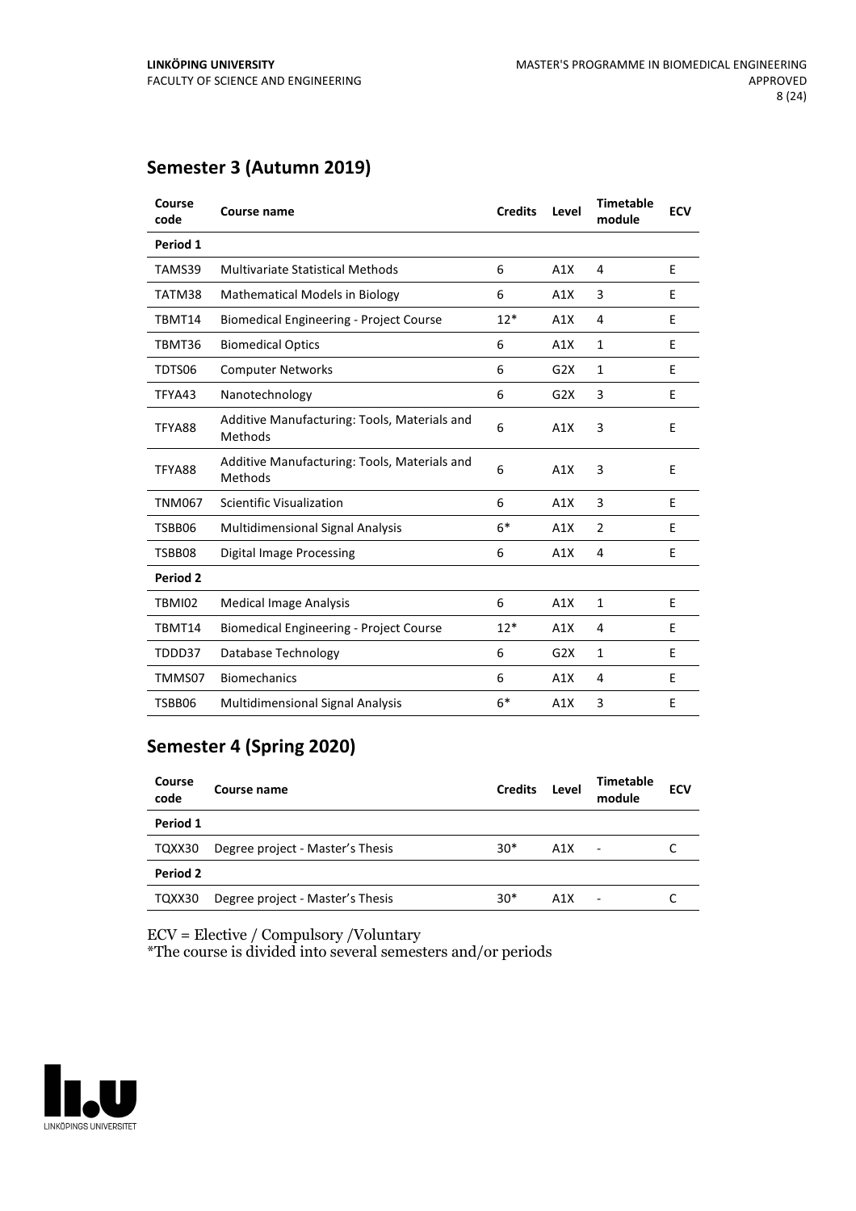## Semester 3 (Autumn 2019)

| Course code | Course name | Credits | Level | Timetable module | ECV |
|---|---|---|---|---|---|
| **Period 1** | | | | | |
| TAMS39 | Multivariate Statistical Methods | 6 | A1X | 4 | E |
| TATM38 | Mathematical Models in Biology | 6 | A1X | 3 | E |
| TBMT14 | Biomedical Engineering - Project Course | 12* | A1X | 4 | E |
| TBMT36 | Biomedical Optics | 6 | A1X | 1 | E |
| TDTS06 | Computer Networks | 6 | G2X | 1 | E |
| TFYA43 | Nanotechnology | 6 | G2X | 3 | E |
| TFYA88 | Additive Manufacturing: Tools, Materials and Methods | 6 | A1X | 3 | E |
| TFYA88 | Additive Manufacturing: Tools, Materials and Methods | 6 | A1X | 3 | E |
| TNM067 | Scientific Visualization | 6 | A1X | 3 | E |
| TSBB06 | Multidimensional Signal Analysis | 6* | A1X | 2 | E |
| TSBB08 | Digital Image Processing | 6 | A1X | 4 | E |
| **Period 2** | | | | | |
| TBMI02 | Medical Image Analysis | 6 | A1X | 1 | E |
| TBMT14 | Biomedical Engineering - Project Course | 12* | A1X | 4 | E |
| TDDD37 | Database Technology | 6 | G2X | 1 | E |
| TMMS07 | Biomechanics | 6 | A1X | 4 | E |
| TSBB06 | Multidimensional Signal Analysis | 6* | A1X | 3 | E |

## Semester 4 (Spring 2020)

| Course code | Course name | Credits | Level | Timetable module | ECV |
|---|---|---|---|---|---|
| **Period 1** | | | | | |
| TQXX30 | Degree project - Master's Thesis | 30* | A1X | - | C |
| **Period 2** | | | | | |
| TQXX30 | Degree project - Master's Thesis | 30* | A1X | - | C |

ECV = Elective / Compulsory /Voluntary
*The course is divided into several semesters and/or periods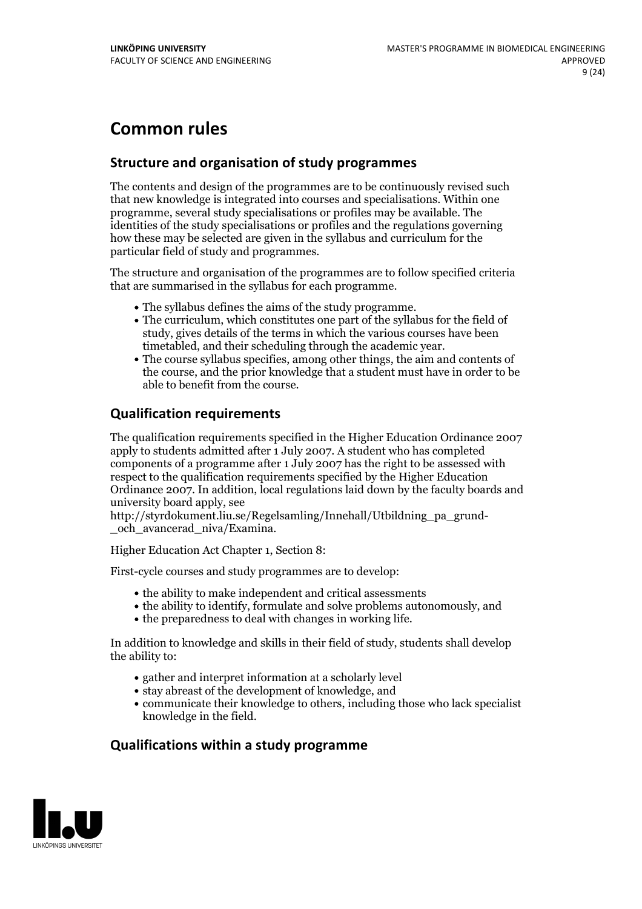# Common rules

## Structure and organisation of study programmes

The contents and design of the programmes are to be continuously revised such that new knowledge is integrated into courses and specialisations. Within one programme, several study specialisations or profiles may be available. The identities of the study specialisations or profiles and the regulations governing how these may be selected are given in the syllabus and curriculum for the particular field of study and programmes.

The structure and organisation of the programmes are to follow specified criteria that are summarised in the syllabus for each programme.

- The syllabus defines the aims of the study programme.
- The curriculum, which constitutes one part of the syllabus for the field of study, gives details of the terms in which the various courses have been timetabled, and their scheduling through the academic year.
- The course syllabus specifies, among other things, the aim and contents of the course, and the prior knowledge that a student must have in order to be able to benefit from the course.

## Qualification requirements

The qualification requirements specified in the Higher Education Ordinance 2007 apply to students admitted after 1 July 2007. A student who has completed components of a programme after 1 July 2007 has the right to be assessed with respect to the qualification requirements specified by the Higher Education Ordinance 2007. In addition, local regulations laid down by the faculty boards and university board apply, see http://styrdokument.liu.se/Regelsamling/Innehall/Utbildning_pa_grund-_och_avancerad_niva/Examina.

Higher Education Act Chapter 1, Section 8:

First-cycle courses and study programmes are to develop:

- the ability to make independent and critical assessments
- the ability to identify, formulate and solve problems autonomously, and
- the preparedness to deal with changes in working life.

In addition to knowledge and skills in their field of study, students shall develop the ability to:

- gather and interpret information at a scholarly level
- stay abreast of the development of knowledge, and
- communicate their knowledge to others, including those who lack specialist knowledge in the field.

## Qualifications within a study programme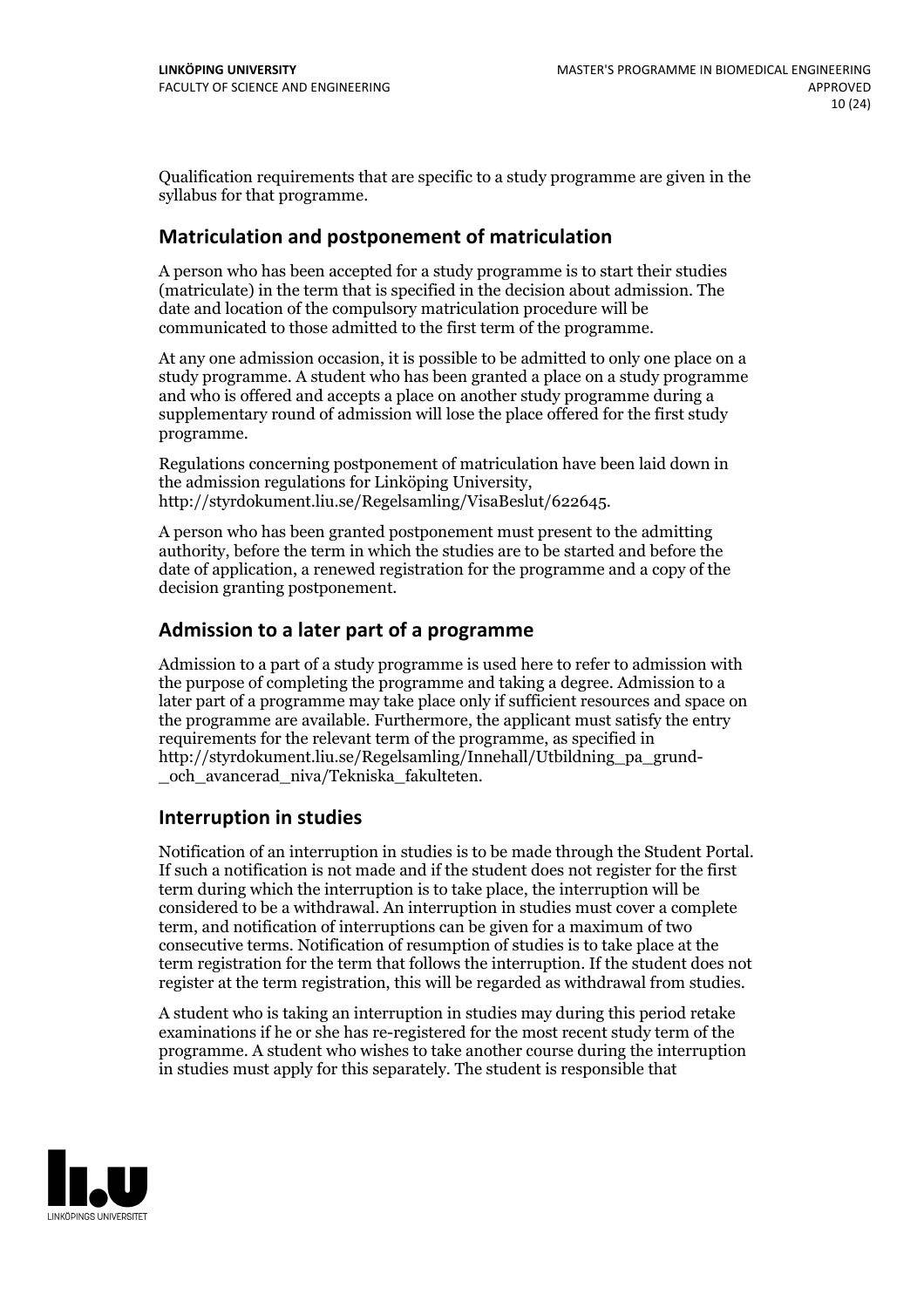Qualification requirements that are specific to a study programme are given in the syllabus for that programme.

## Matriculation and postponement of matriculation

A person who has been accepted for a study programme is to start their studies (matriculate) in the term that is specified in the decision about admission. The date and location of the compulsory matriculation procedure will be communicated to those admitted to the first term of the programme.

At any one admission occasion, it is possible to be admitted to only one place on a study programme. A student who has been granted a place on a study programme and who is offered and accepts a place on another study programme during a supplementary round of admission will lose the place offered for the first study programme.

Regulations concerning postponement of matriculation have been laid down in the admission regulations for Linköping University, http://styrdokument.liu.se/Regelsamling/VisaBeslut/622645.

A person who has been granted postponement must present to the admitting authority, before the term in which the studies are to be started and before the date of application, a renewed registration for the programme and a copy of the decision granting postponement.

## Admission to a later part of a programme

Admission to a part of a study programme is used here to refer to admission with the purpose of completing the programme and taking a degree. Admission to a later part of a programme may take place only if sufficient resources and space on the programme are available. Furthermore, the applicant must satisfy the entry requirements for the relevant term of the programme, as specified in http://styrdokument.liu.se/Regelsamling/Innehall/Utbildning_pa_grund-_och_avancerad_niva/Tekniska_fakulteten.

## Interruption in studies

Notification of an interruption in studies is to be made through the Student Portal. If such a notification is not made and if the student does not register for the first term during which the interruption is to take place, the interruption will be considered to be a withdrawal. An interruption in studies must cover a complete term, and notification of interruptions can be given for a maximum of two consecutive terms. Notification of resumption of studies is to take place at the term registration for the term that follows the interruption. If the student does not register at the term registration, this will be regarded as withdrawal from studies.

A student who is taking an interruption in studies may during this period retake examinations if he or she has re-registered for the most recent study term of the programme. A student who wishes to take another course during the interruption in studies must apply for this separately. The student is responsible that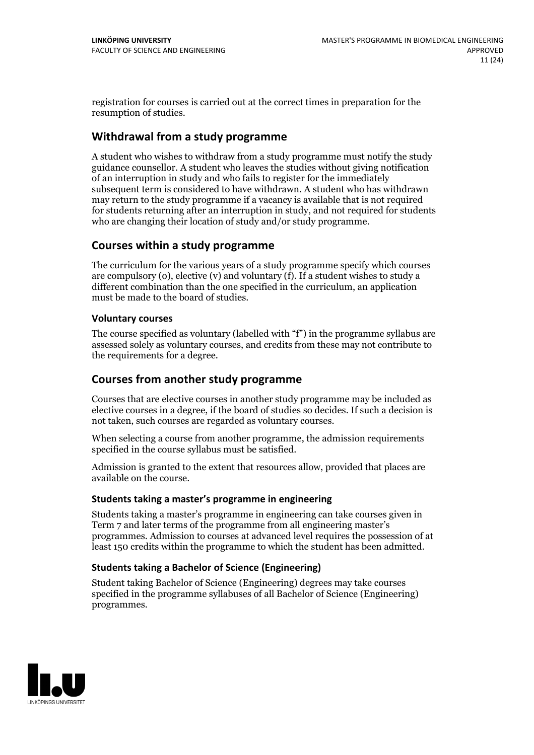registration for courses is carried out at the correct times in preparation for the resumption of studies.

## Withdrawal from a study programme

A student who wishes to withdraw from a study programme must notify the study guidance counsellor. A student who leaves the studies without giving notification of an interruption in study and who fails to register for the immediately subsequent term is considered to have withdrawn. A student who has withdrawn may return to the study programme if a vacancy is available that is not required for students returning after an interruption in study, and not required for students who are changing their location of study and/or study programme.

## Courses within a study programme

The curriculum for the various years of a study programme specify which courses are compulsory (o), elective (v) and voluntary (f). If a student wishes to study a different combination than the one specified in the curriculum, an application must be made to the board of studies.

### Voluntary courses

The course specified as voluntary (labelled with "f") in the programme syllabus are assessed solely as voluntary courses, and credits from these may not contribute to the requirements for a degree.

## Courses from another study programme

Courses that are elective courses in another study programme may be included as elective courses in a degree, if the board of studies so decides. If such a decision is not taken, such courses are regarded as voluntary courses.

When selecting a course from another programme, the admission requirements specified in the course syllabus must be satisfied.

Admission is granted to the extent that resources allow, provided that places are available on the course.

### Students taking a master's programme in engineering

Students taking a master's programme in engineering can take courses given in Term 7 and later terms of the programme from all engineering master's programmes. Admission to courses at advanced level requires the possession of at least 150 credits within the programme to which the student has been admitted.

### Students taking a Bachelor of Science (Engineering)

Student taking Bachelor of Science (Engineering) degrees may take courses specified in the programme syllabuses of all Bachelor of Science (Engineering) programmes.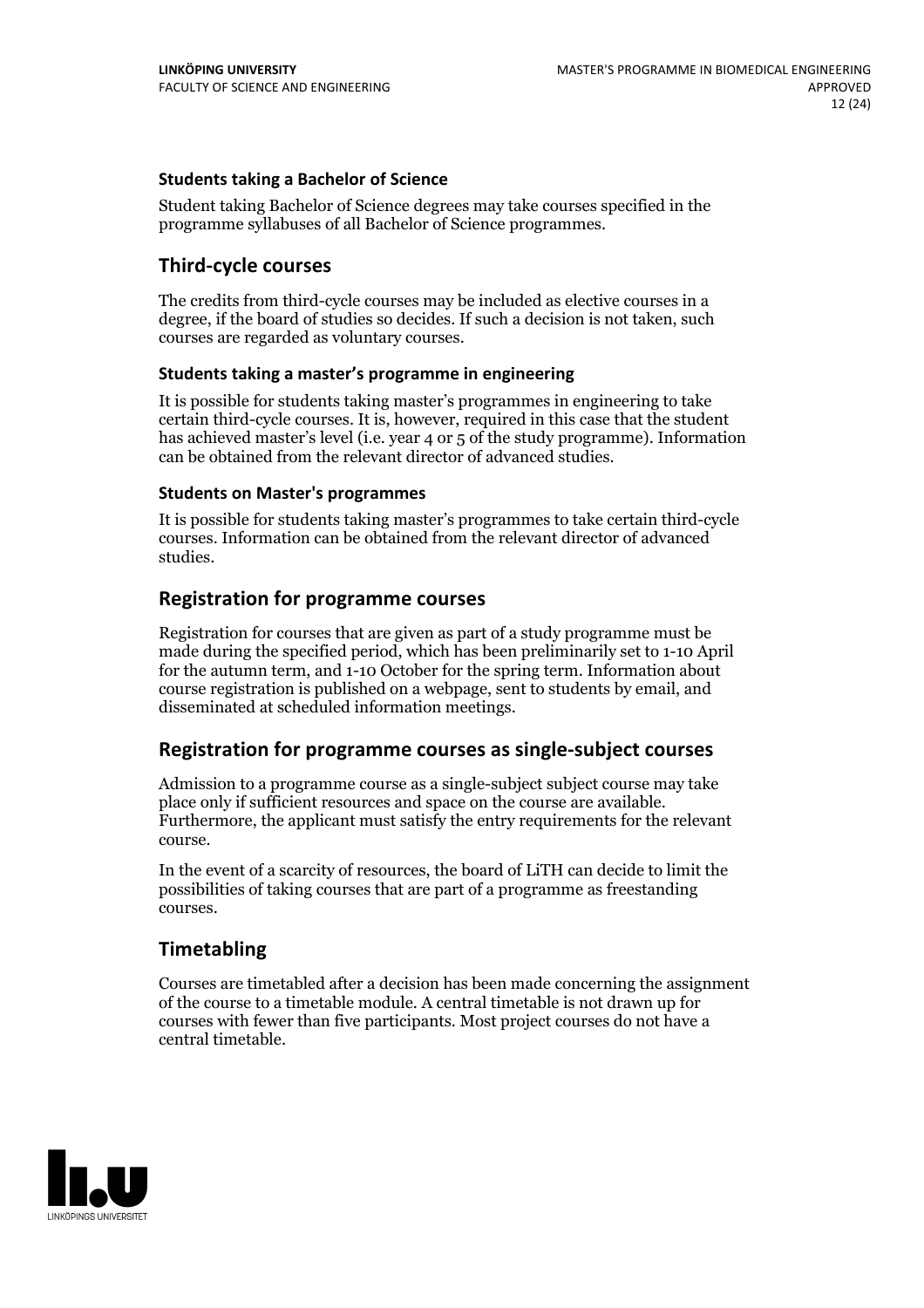#### Students taking a Bachelor of Science

Student taking Bachelor of Science degrees may take courses specified in the programme syllabuses of all Bachelor of Science programmes.

### Third-cycle courses

The credits from third-cycle courses may be included as elective courses in a degree, if the board of studies so decides. If such a decision is not taken, such courses are regarded as voluntary courses.

#### Students taking a master's programme in engineering

It is possible for students taking master's programmes in engineering to take certain third-cycle courses. It is, however, required in this case that the student has achieved master's level (i.e. year 4 or 5 of the study programme). Information can be obtained from the relevant director of advanced studies.

#### Students on Master's programmes

It is possible for students taking master's programmes to take certain third-cycle courses. Information can be obtained from the relevant director of advanced studies.

### Registration for programme courses

Registration for courses that are given as part of a study programme must be made during the specified period, which has been preliminarily set to 1-10 April for the autumn term, and 1-10 October for the spring term. Information about course registration is published on a webpage, sent to students by email, and disseminated at scheduled information meetings.

### Registration for programme courses as single-subject courses

Admission to a programme course as a single-subject subject course may take place only if sufficient resources and space on the course are available. Furthermore, the applicant must satisfy the entry requirements for the relevant course.

In the event of a scarcity of resources, the board of LiTH can decide to limit the possibilities of taking courses that are part of a programme as freestanding courses.

### Timetabling

Courses are timetabled after a decision has been made concerning the assignment of the course to a timetable module. A central timetable is not drawn up for courses with fewer than five participants. Most project courses do not have a central timetable.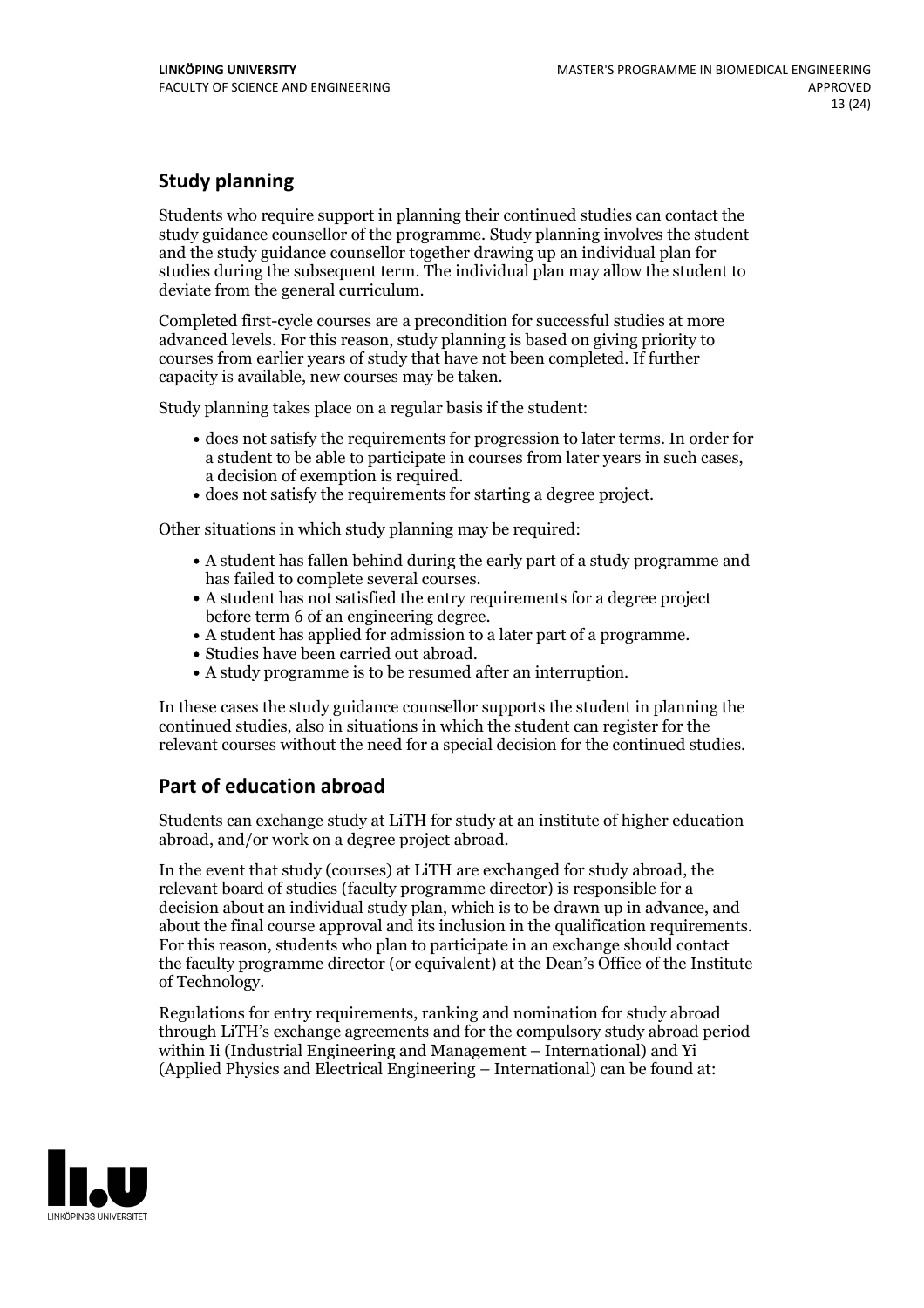## Study planning

Students who require support in planning their continued studies can contact the study guidance counsellor of the programme. Study planning involves the student and the study guidance counsellor together drawing up an individual plan for studies during the subsequent term. The individual plan may allow the student to deviate from the general curriculum.

Completed first-cycle courses are a precondition for successful studies at more advanced levels. For this reason, study planning is based on giving priority to courses from earlier years of study that have not been completed. If further capacity is available, new courses may be taken.

Study planning takes place on a regular basis if the student:

- does not satisfy the requirements for progression to later terms. In order for a student to be able to participate in courses from later years in such cases, a decision of exemption is required.
- does not satisfy the requirements for starting a degree project.

Other situations in which study planning may be required:

- A student has fallen behind during the early part of a study programme and has failed to complete several courses.
- A student has not satisfied the entry requirements for a degree project before term 6 of an engineering degree.
- A student has applied for admission to a later part of a programme.
- Studies have been carried out abroad.
- A study programme is to be resumed after an interruption.

In these cases the study guidance counsellor supports the student in planning the continued studies, also in situations in which the student can register for the relevant courses without the need for a special decision for the continued studies.

## Part of education abroad

Students can exchange study at LiTH for study at an institute of higher education abroad, and/or work on a degree project abroad.

In the event that study (courses) at LiTH are exchanged for study abroad, the relevant board of studies (faculty programme director) is responsible for a decision about an individual study plan, which is to be drawn up in advance, and about the final course approval and its inclusion in the qualification requirements. For this reason, students who plan to participate in an exchange should contact the faculty programme director (or equivalent) at the Dean's Office of the Institute of Technology.

Regulations for entry requirements, ranking and nomination for study abroad through LiTH's exchange agreements and for the compulsory study abroad period within Ii (Industrial Engineering and Management – International) and Yi (Applied Physics and Electrical Engineering – International) can be found at: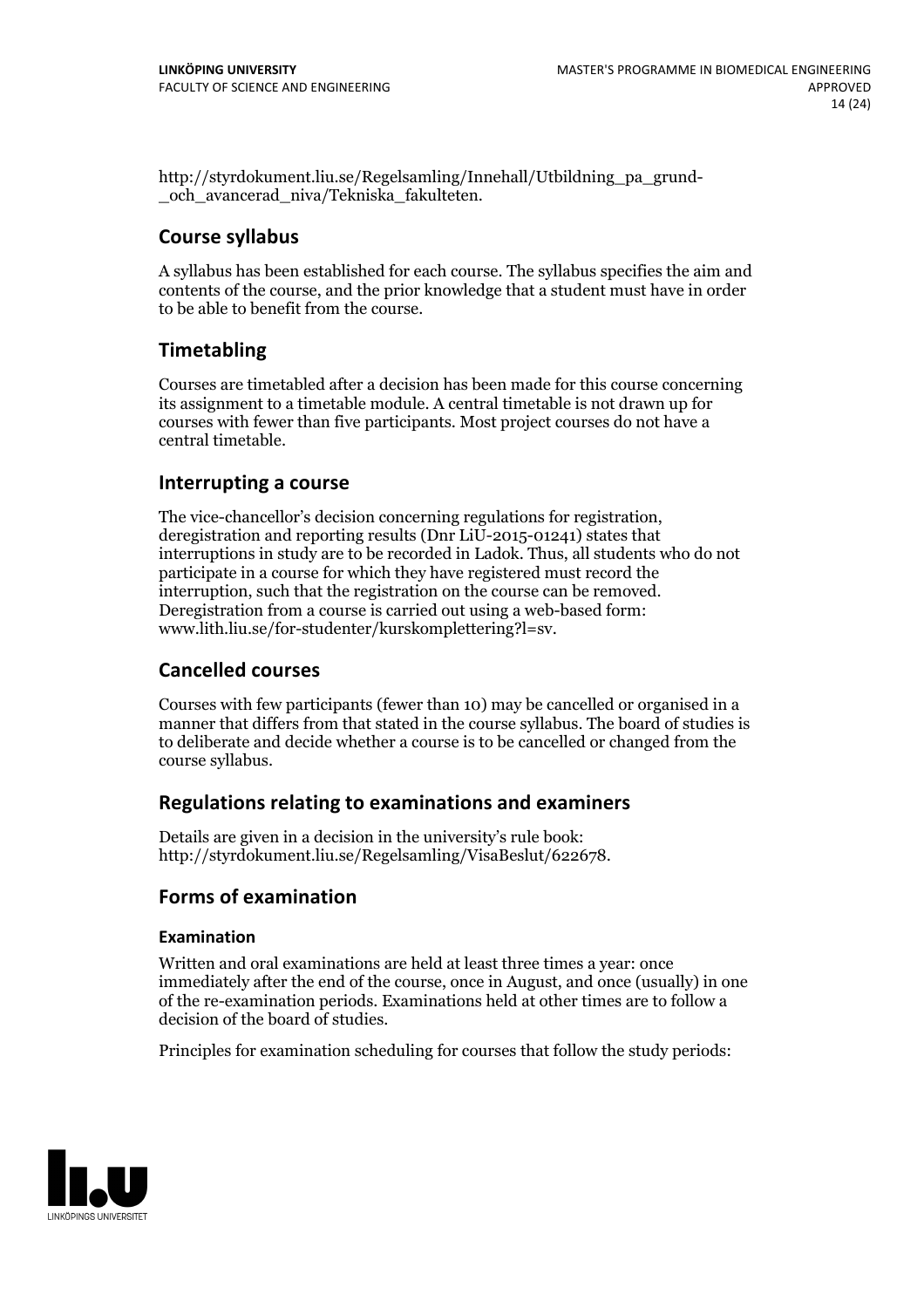http://styrdokument.liu.se/Regelsamling/Innehall/Utbildning_pa_grund-_och_avancerad_niva/Tekniska_fakulteten.

## Course syllabus

A syllabus has been established for each course. The syllabus specifies the aim and contents of the course, and the prior knowledge that a student must have in order to be able to benefit from the course.

## Timetabling

Courses are timetabled after a decision has been made for this course concerning its assignment to a timetable module. A central timetable is not drawn up for courses with fewer than five participants. Most project courses do not have a central timetable.

## Interrupting a course

The vice-chancellor's decision concerning regulations for registration, deregistration and reporting results (Dnr LiU-2015-01241) states that interruptions in study are to be recorded in Ladok. Thus, all students who do not participate in a course for which they have registered must record the interruption, such that the registration on the course can be removed. Deregistration from a course is carried out using a web-based form: www.lith.liu.se/for-studenter/kurskomplettering?l=sv.

## Cancelled courses

Courses with few participants (fewer than 10) may be cancelled or organised in a manner that differs from that stated in the course syllabus. The board of studies is to deliberate and decide whether a course is to be cancelled or changed from the course syllabus.

## Regulations relating to examinations and examiners

Details are given in a decision in the university's rule book: http://styrdokument.liu.se/Regelsamling/VisaBeslut/622678.

## Forms of examination

### Examination

Written and oral examinations are held at least three times a year: once immediately after the end of the course, once in August, and once (usually) in one of the re-examination periods. Examinations held at other times are to follow a decision of the board of studies.

Principles for examination scheduling for courses that follow the study periods: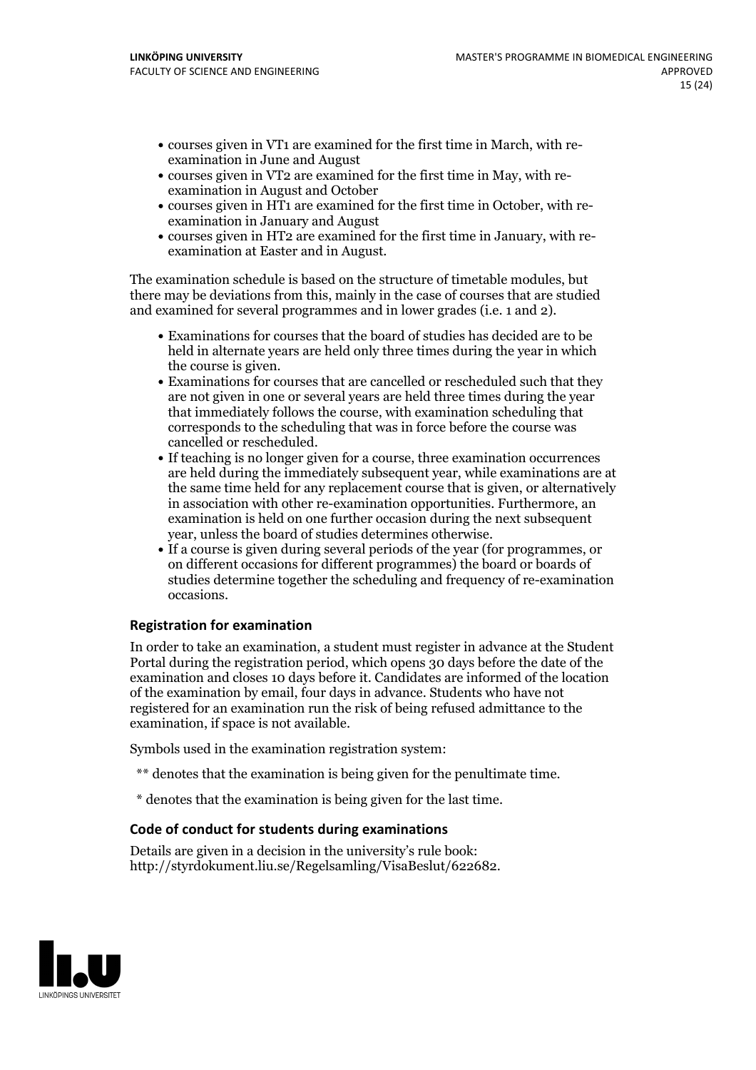- courses given in VT1 are examined for the first time in March, with re-examination in June and August
- courses given in VT2 are examined for the first time in May, with re-examination in August and October
- courses given in HT1 are examined for the first time in October, with re-examination in January and August
- courses given in HT2 are examined for the first time in January, with re-examination at Easter and in August.

The examination schedule is based on the structure of timetable modules, but there may be deviations from this, mainly in the case of courses that are studied and examined for several programmes and in lower grades (i.e. 1 and 2).

- Examinations for courses that the board of studies has decided are to be held in alternate years are held only three times during the year in which the course is given.
- Examinations for courses that are cancelled or rescheduled such that they are not given in one or several years are held three times during the year that immediately follows the course, with examination scheduling that corresponds to the scheduling that was in force before the course was cancelled or rescheduled.
- If teaching is no longer given for a course, three examination occurrences are held during the immediately subsequent year, while examinations are at the same time held for any replacement course that is given, or alternatively in association with other re-examination opportunities. Furthermore, an examination is held on one further occasion during the next subsequent year, unless the board of studies determines otherwise.
- If a course is given during several periods of the year (for programmes, or on different occasions for different programmes) the board or boards of studies determine together the scheduling and frequency of re-examination occasions.

### Registration for examination

In order to take an examination, a student must register in advance at the Student Portal during the registration period, which opens 30 days before the date of the examination and closes 10 days before it. Candidates are informed of the location of the examination by email, four days in advance. Students who have not registered for an examination run the risk of being refused admittance to the examination, if space is not available.

Symbols used in the examination registration system:

** denotes that the examination is being given for the penultimate time.

* denotes that the examination is being given for the last time.

### Code of conduct for students during examinations

Details are given in a decision in the university's rule book: http://styrdokument.liu.se/Regelsamling/VisaBeslut/622682.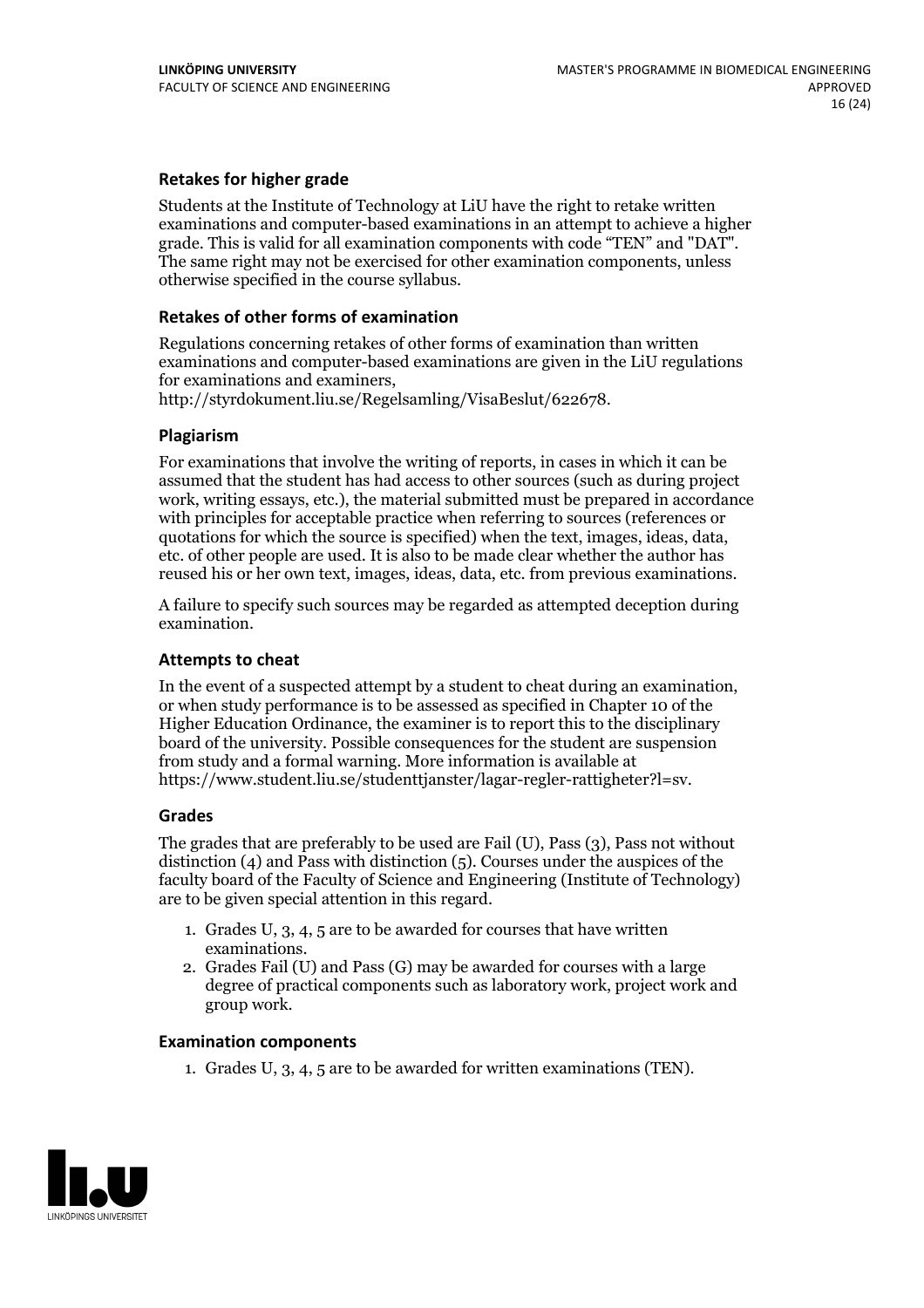### Retakes for higher grade

Students at the Institute of Technology at LiU have the right to retake written examinations and computer-based examinations in an attempt to achieve a higher grade. This is valid for all examination components with code "TEN" and "DAT". The same right may not be exercised for other examination components, unless otherwise specified in the course syllabus.

### Retakes of other forms of examination

Regulations concerning retakes of other forms of examination than written examinations and computer-based examinations are given in the LiU regulations for examinations and examiners, http://styrdokument.liu.se/Regelsamling/VisaBeslut/622678.

### Plagiarism

For examinations that involve the writing of reports, in cases in which it can be assumed that the student has had access to other sources (such as during project work, writing essays, etc.), the material submitted must be prepared in accordance with principles for acceptable practice when referring to sources (references or quotations for which the source is specified) when the text, images, ideas, data, etc. of other people are used. It is also to be made clear whether the author has reused his or her own text, images, ideas, data, etc. from previous examinations.

A failure to specify such sources may be regarded as attempted deception during examination.

### Attempts to cheat

In the event of a suspected attempt by a student to cheat during an examination, or when study performance is to be assessed as specified in Chapter 10 of the Higher Education Ordinance, the examiner is to report this to the disciplinary board of the university. Possible consequences for the student are suspension from study and a formal warning. More information is available at https://www.student.liu.se/studenttjanster/lagar-regler-rattigheter?l=sv.

### Grades

The grades that are preferably to be used are Fail (U), Pass (3), Pass not without distinction (4) and Pass with distinction (5). Courses under the auspices of the faculty board of the Faculty of Science and Engineering (Institute of Technology) are to be given special attention in this regard.

1. Grades U, 3, 4, 5 are to be awarded for courses that have written examinations.
2. Grades Fail (U) and Pass (G) may be awarded for courses with a large degree of practical components such as laboratory work, project work and group work.

### Examination components

1. Grades U, 3, 4, 5 are to be awarded for written examinations (TEN).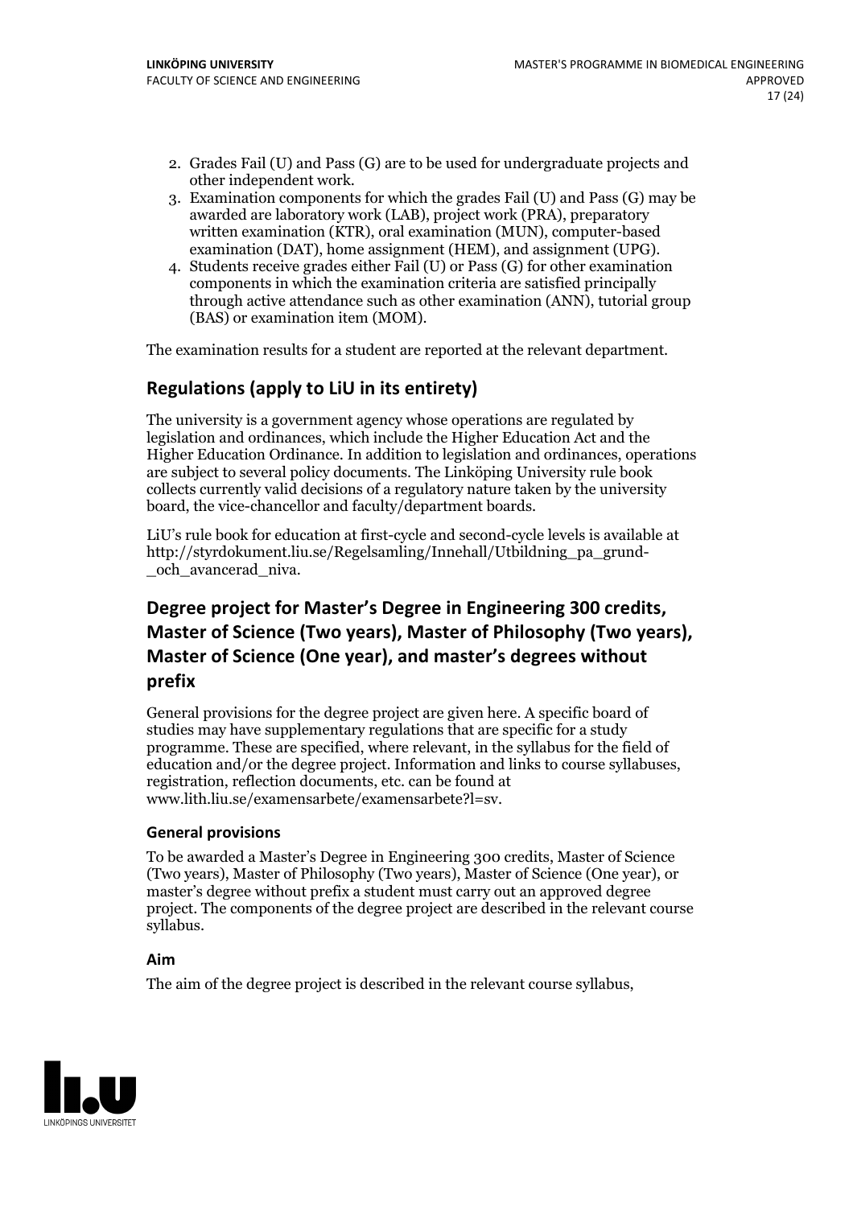2. Grades Fail (U) and Pass (G) are to be used for undergraduate projects and other independent work.
3. Examination components for which the grades Fail (U) and Pass (G) may be awarded are laboratory work (LAB), project work (PRA), preparatory written examination (KTR), oral examination (MUN), computer-based examination (DAT), home assignment (HEM), and assignment (UPG).
4. Students receive grades either Fail (U) or Pass (G) for other examination components in which the examination criteria are satisfied principally through active attendance such as other examination (ANN), tutorial group (BAS) or examination item (MOM).

The examination results for a student are reported at the relevant department.

## Regulations (apply to LiU in its entirety)

The university is a government agency whose operations are regulated by legislation and ordinances, which include the Higher Education Act and the Higher Education Ordinance. In addition to legislation and ordinances, operations are subject to several policy documents. The Linköping University rule book collects currently valid decisions of a regulatory nature taken by the university board, the vice-chancellor and faculty/department boards.

LiU's rule book for education at first-cycle and second-cycle levels is available at http://styrdokument.liu.se/Regelsamling/Innehall/Utbildning_pa_grund-_och_avancerad_niva.

## Degree project for Master's Degree in Engineering 300 credits, Master of Science (Two years), Master of Philosophy (Two years), Master of Science (One year), and master's degrees without prefix

General provisions for the degree project are given here. A specific board of studies may have supplementary regulations that are specific for a study programme. These are specified, where relevant, in the syllabus for the field of education and/or the degree project. Information and links to course syllabuses, registration, reflection documents, etc. can be found at www.lith.liu.se/examensarbete/examensarbete?l=sv.

### General provisions

To be awarded a Master's Degree in Engineering 300 credits, Master of Science (Two years), Master of Philosophy (Two years), Master of Science (One year), or master's degree without prefix a student must carry out an approved degree project. The components of the degree project are described in the relevant course syllabus.

### Aim

The aim of the degree project is described in the relevant course syllabus,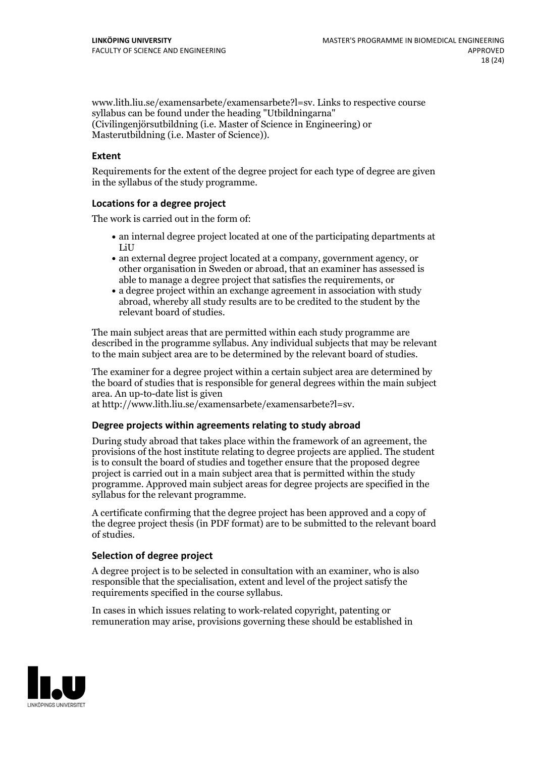www.lith.liu.se/examensarbete/examensarbete?l=sv. Links to respective course syllabus can be found under the heading "Utbildningarna" (Civilingenjörsutbildning (i.e. Master of Science in Engineering) or Masterutbildning (i.e. Master of Science)).

### Extent

Requirements for the extent of the degree project for each type of degree are given in the syllabus of the study programme.

### Locations for a degree project

The work is carried out in the form of:

- an internal degree project located at one of the participating departments at LiU
- an external degree project located at a company, government agency, or other organisation in Sweden or abroad, that an examiner has assessed is able to manage a degree project that satisfies the requirements, or
- a degree project within an exchange agreement in association with study abroad, whereby all study results are to be credited to the student by the relevant board of studies.

The main subject areas that are permitted within each study programme are described in the programme syllabus. Any individual subjects that may be relevant to the main subject area are to be determined by the relevant board of studies.

The examiner for a degree project within a certain subject area are determined by the board of studies that is responsible for general degrees within the main subject area. An up-to-date list is given at http://www.lith.liu.se/examensarbete/examensarbete?l=sv.

### Degree projects within agreements relating to study abroad

During study abroad that takes place within the framework of an agreement, the provisions of the host institute relating to degree projects are applied. The student is to consult the board of studies and together ensure that the proposed degree project is carried out in a main subject area that is permitted within the study programme. Approved main subject areas for degree projects are specified in the syllabus for the relevant programme.

A certificate confirming that the degree project has been approved and a copy of the degree project thesis (in PDF format) are to be submitted to the relevant board of studies.

### Selection of degree project

A degree project is to be selected in consultation with an examiner, who is also responsible that the specialisation, extent and level of the project satisfy the requirements specified in the course syllabus.

In cases in which issues relating to work-related copyright, patenting or remuneration may arise, provisions governing these should be established in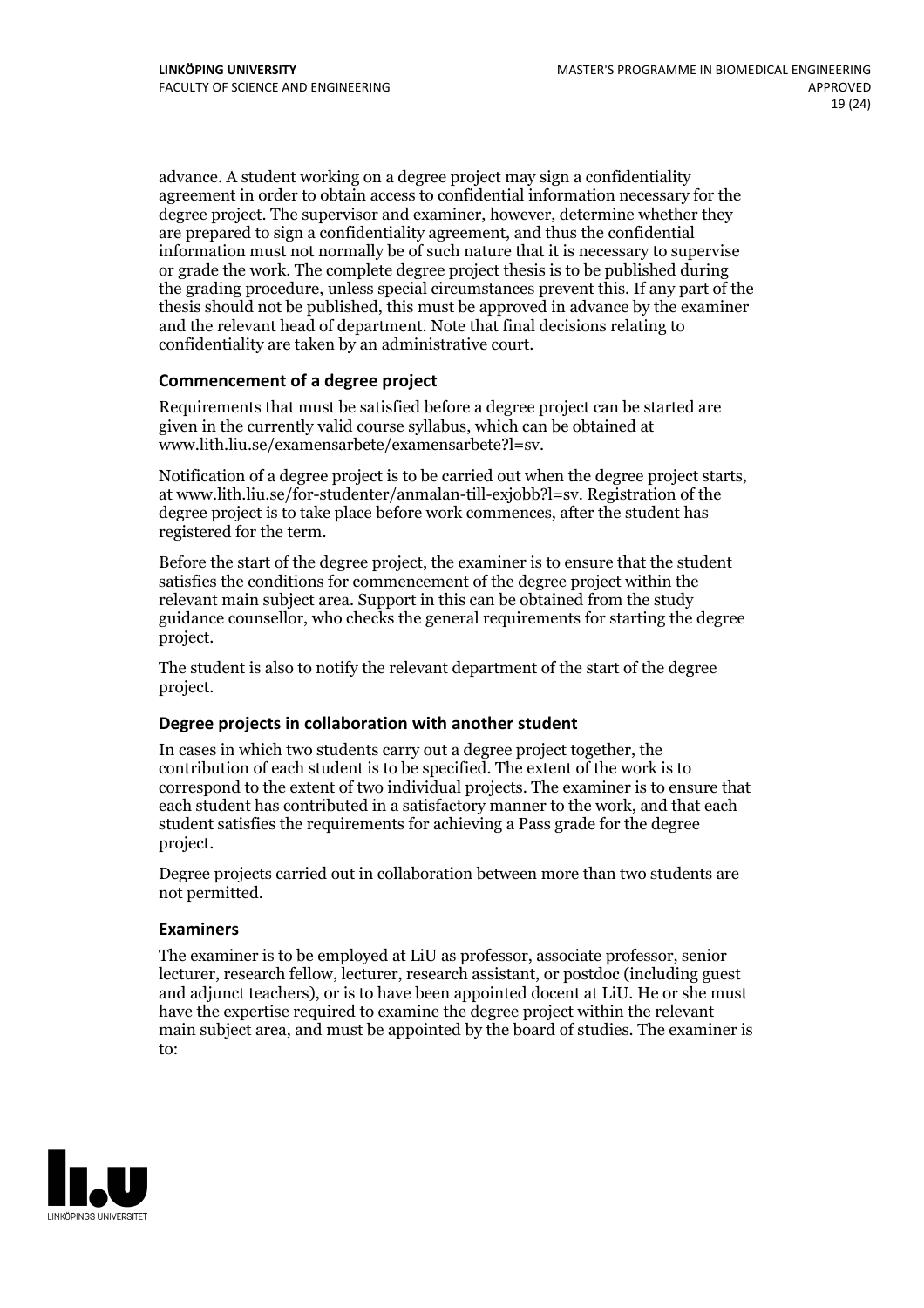advance. A student working on a degree project may sign a confidentiality agreement in order to obtain access to confidential information necessary for the degree project. The supervisor and examiner, however, determine whether they are prepared to sign a confidentiality agreement, and thus the confidential information must not normally be of such nature that it is necessary to supervise or grade the work. The complete degree project thesis is to be published during the grading procedure, unless special circumstances prevent this. If any part of the thesis should not be published, this must be approved in advance by the examiner and the relevant head of department. Note that final decisions relating to confidentiality are taken by an administrative court.

### Commencement of a degree project

Requirements that must be satisfied before a degree project can be started are given in the currently valid course syllabus, which can be obtained at www.lith.liu.se/examensarbete/examensarbete?l=sv.

Notification of a degree project is to be carried out when the degree project starts, at www.lith.liu.se/for-studenter/anmalan-till-exjobb?l=sv. Registration of the degree project is to take place before work commences, after the student has registered for the term.

Before the start of the degree project, the examiner is to ensure that the student satisfies the conditions for commencement of the degree project within the relevant main subject area. Support in this can be obtained from the study guidance counsellor, who checks the general requirements for starting the degree project.

The student is also to notify the relevant department of the start of the degree project.

### Degree projects in collaboration with another student

In cases in which two students carry out a degree project together, the contribution of each student is to be specified. The extent of the work is to correspond to the extent of two individual projects. The examiner is to ensure that each student has contributed in a satisfactory manner to the work, and that each student satisfies the requirements for achieving a Pass grade for the degree project.

Degree projects carried out in collaboration between more than two students are not permitted.

### Examiners

The examiner is to be employed at LiU as professor, associate professor, senior lecturer, research fellow, lecturer, research assistant, or postdoc (including guest and adjunct teachers), or is to have been appointed docent at LiU. He or she must have the expertise required to examine the degree project within the relevant main subject area, and must be appointed by the board of studies. The examiner is to: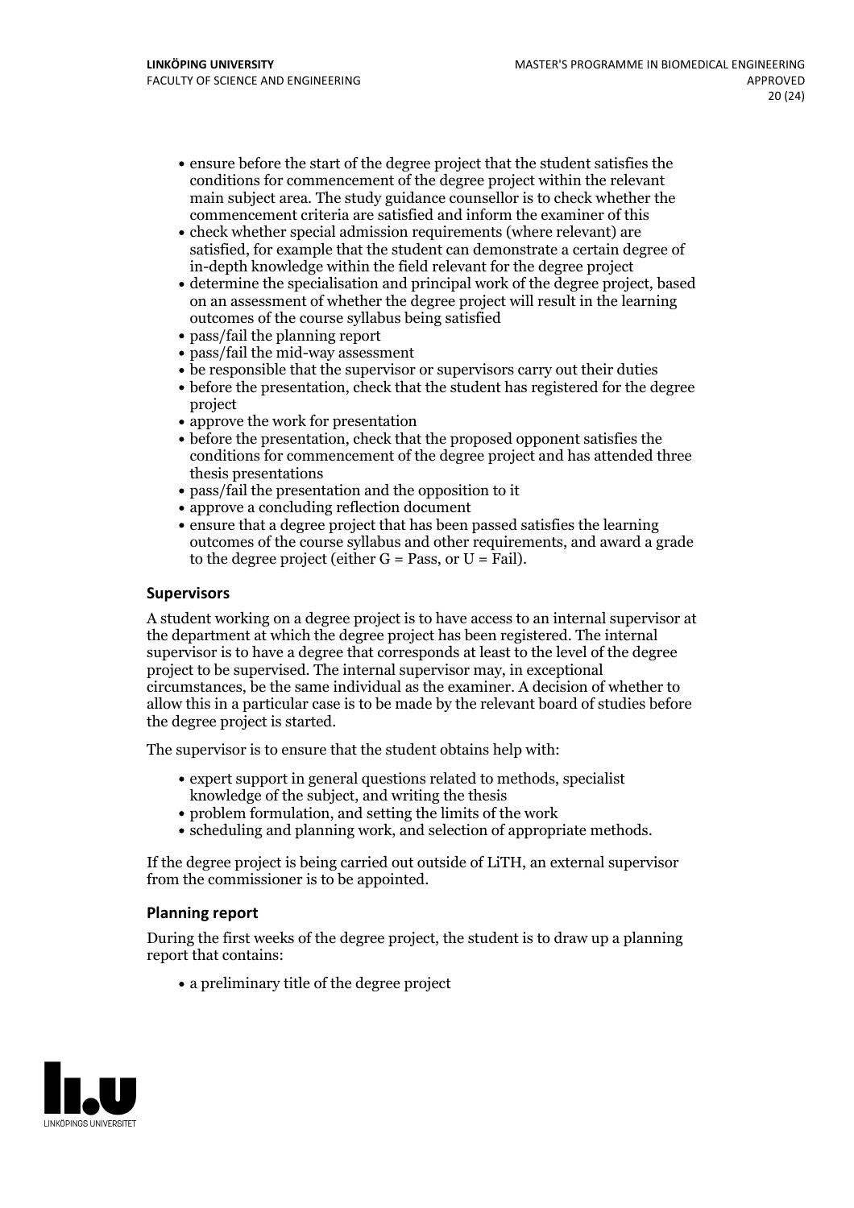- ensure before the start of the degree project that the student satisfies the conditions for commencement of the degree project within the relevant main subject area. The study guidance counsellor is to check whether the commencement criteria are satisfied and inform the examiner of this
- check whether special admission requirements (where relevant) are satisfied, for example that the student can demonstrate a certain degree of in-depth knowledge within the field relevant for the degree project
- determine the specialisation and principal work of the degree project, based on an assessment of whether the degree project will result in the learning outcomes of the course syllabus being satisfied
- pass/fail the planning report
- pass/fail the mid-way assessment
- be responsible that the supervisor or supervisors carry out their duties
- before the presentation, check that the student has registered for the degree project
- approve the work for presentation
- before the presentation, check that the proposed opponent satisfies the conditions for commencement of the degree project and has attended three thesis presentations
- pass/fail the presentation and the opposition to it
- approve a concluding reflection document
- ensure that a degree project that has been passed satisfies the learning outcomes of the course syllabus and other requirements, and award a grade to the degree project (either G = Pass, or U = Fail).

### Supervisors

A student working on a degree project is to have access to an internal supervisor at the department at which the degree project has been registered. The internal supervisor is to have a degree that corresponds at least to the level of the degree project to be supervised. The internal supervisor may, in exceptional circumstances, be the same individual as the examiner. A decision of whether to allow this in a particular case is to be made by the relevant board of studies before the degree project is started.

The supervisor is to ensure that the student obtains help with:

- expert support in general questions related to methods, specialist knowledge of the subject, and writing the thesis
- problem formulation, and setting the limits of the work
- scheduling and planning work, and selection of appropriate methods.

If the degree project is being carried out outside of LiTH, an external supervisor from the commissioner is to be appointed.

### Planning report

During the first weeks of the degree project, the student is to draw up a planning report that contains:

- a preliminary title of the degree project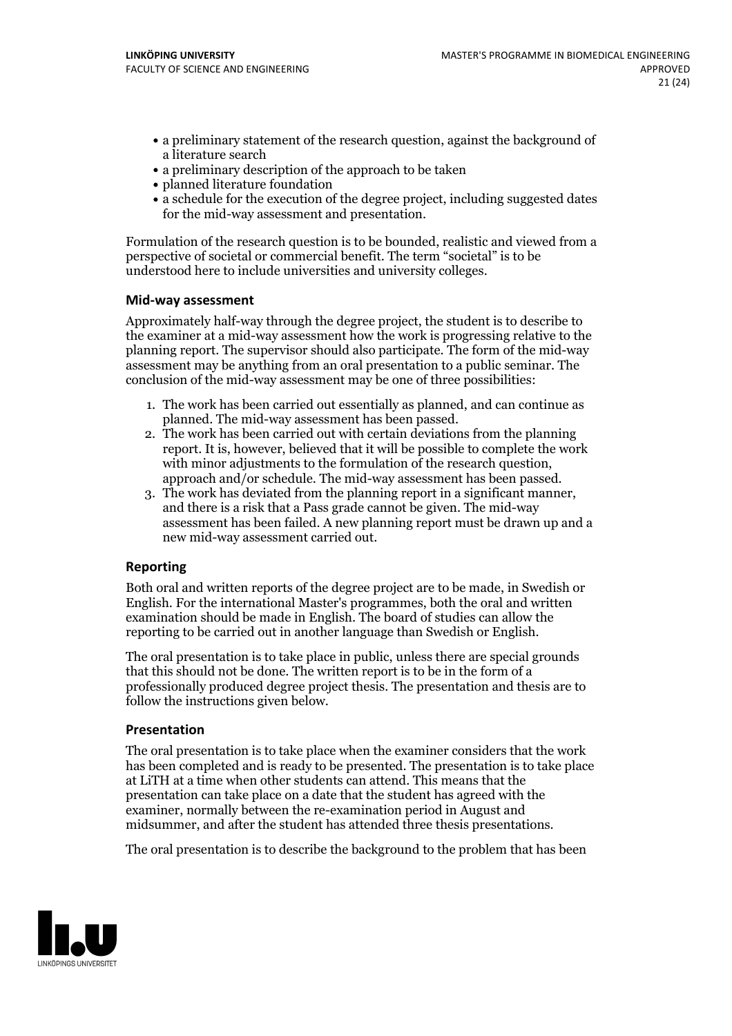- a preliminary statement of the research question, against the background of a literature search
- a preliminary description of the approach to be taken
- planned literature foundation
- a schedule for the execution of the degree project, including suggested dates for the mid-way assessment and presentation.

Formulation of the research question is to be bounded, realistic and viewed from a perspective of societal or commercial benefit. The term "societal" is to be understood here to include universities and university colleges.

### Mid-way assessment

Approximately half-way through the degree project, the student is to describe to the examiner at a mid-way assessment how the work is progressing relative to the planning report. The supervisor should also participate. The form of the mid-way assessment may be anything from an oral presentation to a public seminar. The conclusion of the mid-way assessment may be one of three possibilities:

1. The work has been carried out essentially as planned, and can continue as planned. The mid-way assessment has been passed.
2. The work has been carried out with certain deviations from the planning report. It is, however, believed that it will be possible to complete the work with minor adjustments to the formulation of the research question, approach and/or schedule. The mid-way assessment has been passed.
3. The work has deviated from the planning report in a significant manner, and there is a risk that a Pass grade cannot be given. The mid-way assessment has been failed. A new planning report must be drawn up and a new mid-way assessment carried out.

### Reporting

Both oral and written reports of the degree project are to be made, in Swedish or English. For the international Master's programmes, both the oral and written examination should be made in English. The board of studies can allow the reporting to be carried out in another language than Swedish or English.

The oral presentation is to take place in public, unless there are special grounds that this should not be done. The written report is to be in the form of a professionally produced degree project thesis. The presentation and thesis are to follow the instructions given below.

### Presentation

The oral presentation is to take place when the examiner considers that the work has been completed and is ready to be presented. The presentation is to take place at LiTH at a time when other students can attend. This means that the presentation can take place on a date that the student has agreed with the examiner, normally between the re-examination period in August and midsummer, and after the student has attended three thesis presentations.

The oral presentation is to describe the background to the problem that has been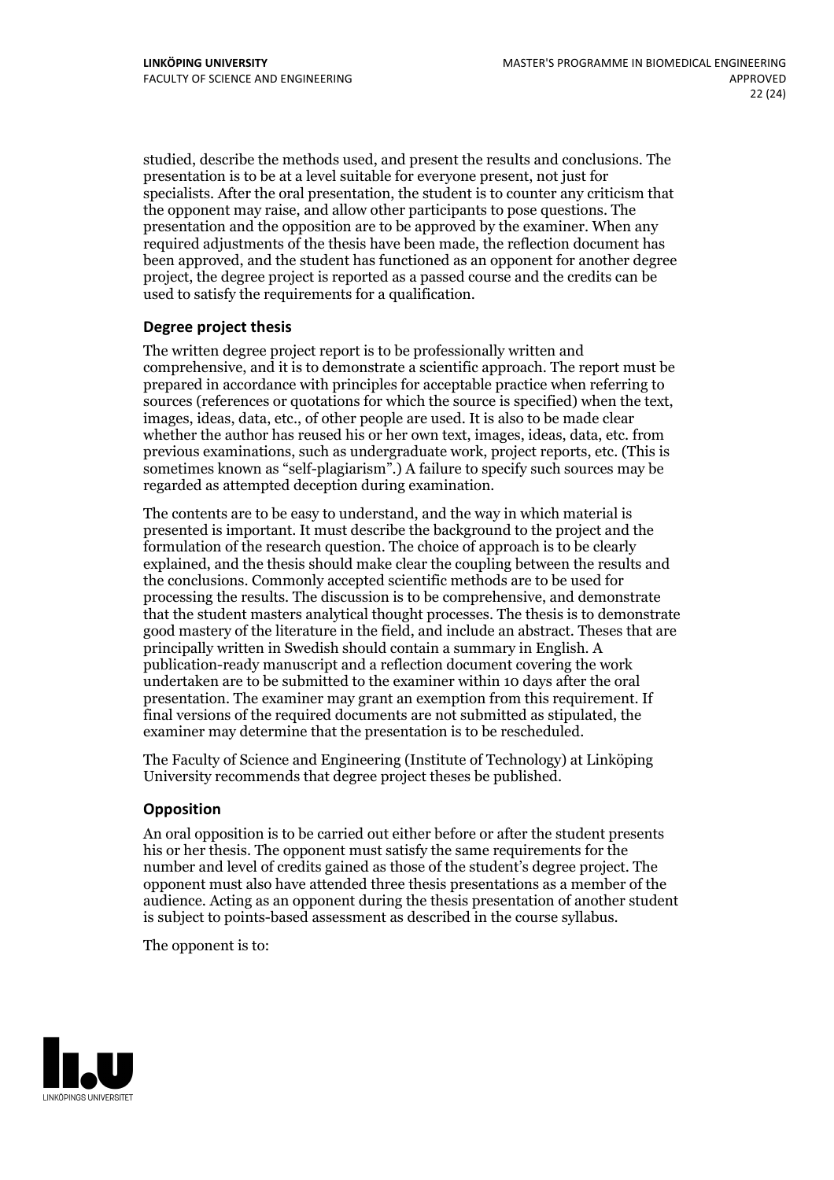studied, describe the methods used, and present the results and conclusions. The presentation is to be at a level suitable for everyone present, not just for specialists. After the oral presentation, the student is to counter any criticism that the opponent may raise, and allow other participants to pose questions. The presentation and the opposition are to be approved by the examiner. When any required adjustments of the thesis have been made, the reflection document has been approved, and the student has functioned as an opponent for another degree project, the degree project is reported as a passed course and the credits can be used to satisfy the requirements for a qualification.

### Degree project thesis

The written degree project report is to be professionally written and comprehensive, and it is to demonstrate a scientific approach. The report must be prepared in accordance with principles for acceptable practice when referring to sources (references or quotations for which the source is specified) when the text, images, ideas, data, etc., of other people are used. It is also to be made clear whether the author has reused his or her own text, images, ideas, data, etc. from previous examinations, such as undergraduate work, project reports, etc. (This is sometimes known as "self-plagiarism".) A failure to specify such sources may be regarded as attempted deception during examination.

The contents are to be easy to understand, and the way in which material is presented is important. It must describe the background to the project and the formulation of the research question. The choice of approach is to be clearly explained, and the thesis should make clear the coupling between the results and the conclusions. Commonly accepted scientific methods are to be used for processing the results. The discussion is to be comprehensive, and demonstrate that the student masters analytical thought processes. The thesis is to demonstrate good mastery of the literature in the field, and include an abstract. Theses that are principally written in Swedish should contain a summary in English. A publication-ready manuscript and a reflection document covering the work undertaken are to be submitted to the examiner within 10 days after the oral presentation. The examiner may grant an exemption from this requirement. If final versions of the required documents are not submitted as stipulated, the examiner may determine that the presentation is to be rescheduled.

The Faculty of Science and Engineering (Institute of Technology) at Linköping University recommends that degree project theses be published.

### Opposition

An oral opposition is to be carried out either before or after the student presents his or her thesis. The opponent must satisfy the same requirements for the number and level of credits gained as those of the student's degree project. The opponent must also have attended three thesis presentations as a member of the audience. Acting as an opponent during the thesis presentation of another student is subject to points-based assessment as described in the course syllabus.

The opponent is to: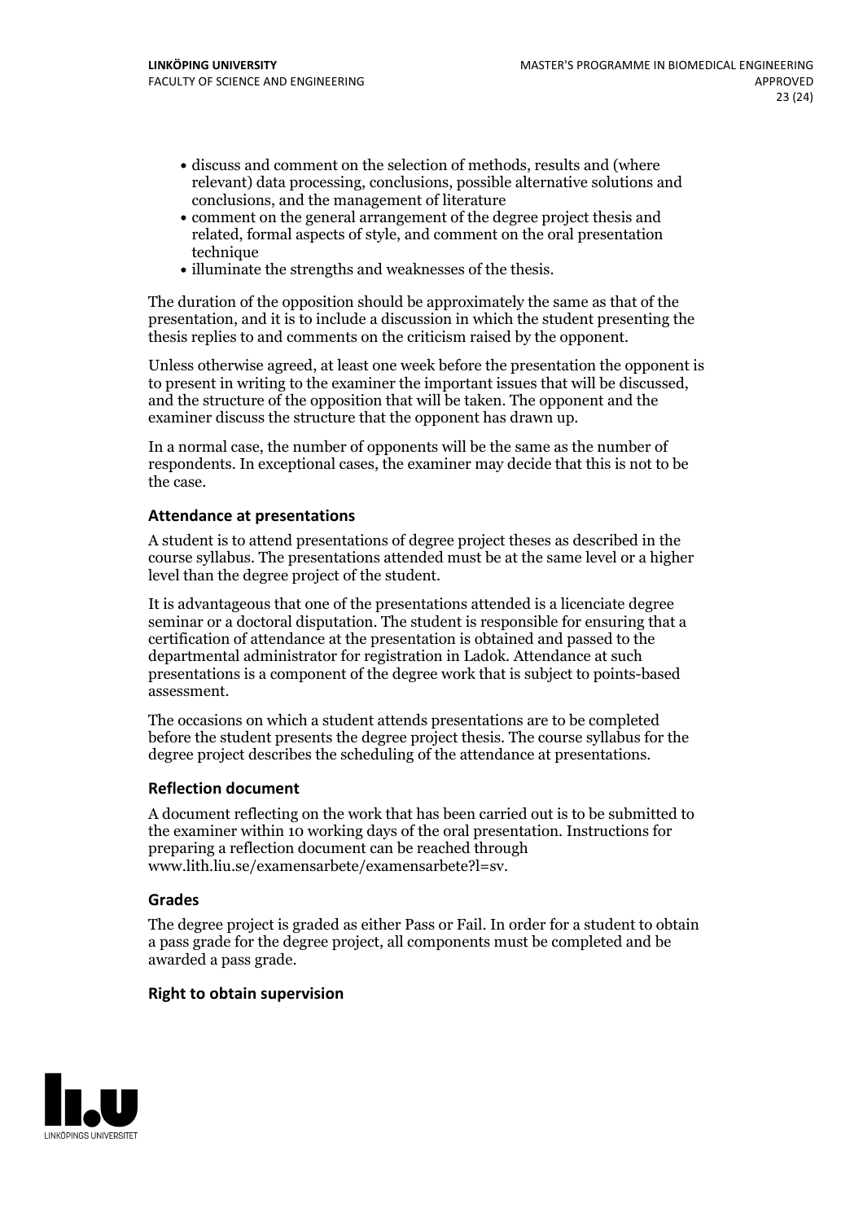- discuss and comment on the selection of methods, results and (where relevant) data processing, conclusions, possible alternative solutions and conclusions, and the management of literature
- comment on the general arrangement of the degree project thesis and related, formal aspects of style, and comment on the oral presentation technique
- illuminate the strengths and weaknesses of the thesis.

The duration of the opposition should be approximately the same as that of the presentation, and it is to include a discussion in which the student presenting the thesis replies to and comments on the criticism raised by the opponent.

Unless otherwise agreed, at least one week before the presentation the opponent is to present in writing to the examiner the important issues that will be discussed, and the structure of the opposition that will be taken. The opponent and the examiner discuss the structure that the opponent has drawn up.

In a normal case, the number of opponents will be the same as the number of respondents. In exceptional cases, the examiner may decide that this is not to be the case.

#### Attendance at presentations

A student is to attend presentations of degree project theses as described in the course syllabus. The presentations attended must be at the same level or a higher level than the degree project of the student.

It is advantageous that one of the presentations attended is a licenciate degree seminar or a doctoral disputation. The student is responsible for ensuring that a certification of attendance at the presentation is obtained and passed to the departmental administrator for registration in Ladok. Attendance at such presentations is a component of the degree work that is subject to points-based assessment.

The occasions on which a student attends presentations are to be completed before the student presents the degree project thesis. The course syllabus for the degree project describes the scheduling of the attendance at presentations.

#### Reflection document

A document reflecting on the work that has been carried out is to be submitted to the examiner within 10 working days of the oral presentation. Instructions for preparing a reflection document can be reached through www.lith.liu.se/examensarbete/examensarbete?l=sv.

#### Grades

The degree project is graded as either Pass or Fail. In order for a student to obtain a pass grade for the degree project, all components must be completed and be awarded a pass grade.

#### Right to obtain supervision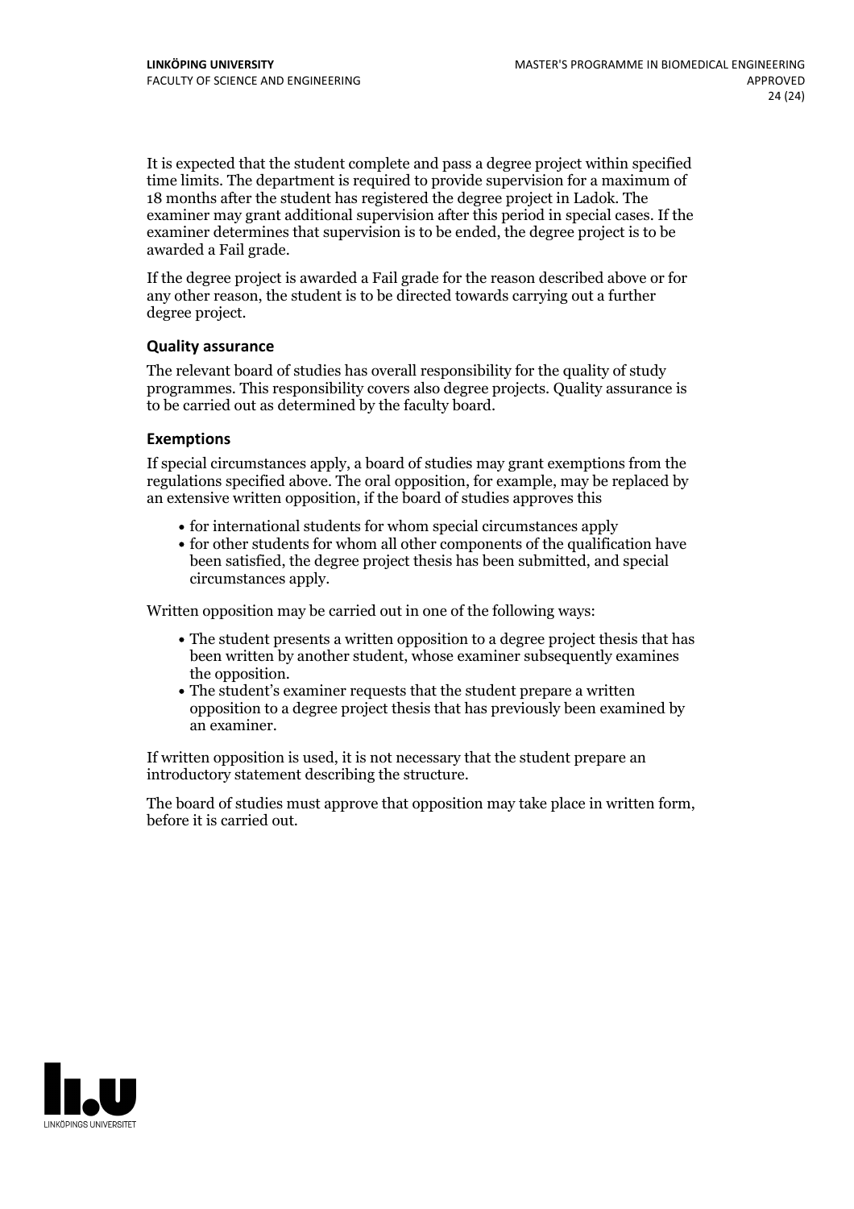It is expected that the student complete and pass a degree project within specified time limits. The department is required to provide supervision for a maximum of 18 months after the student has registered the degree project in Ladok. The examiner may grant additional supervision after this period in special cases. If the examiner determines that supervision is to be ended, the degree project is to be awarded a Fail grade.

If the degree project is awarded a Fail grade for the reason described above or for any other reason, the student is to be directed towards carrying out a further degree project.

### Quality assurance

The relevant board of studies has overall responsibility for the quality of study programmes. This responsibility covers also degree projects. Quality assurance is to be carried out as determined by the faculty board.

### Exemptions

If special circumstances apply, a board of studies may grant exemptions from the regulations specified above. The oral opposition, for example, may be replaced by an extensive written opposition, if the board of studies approves this

- for international students for whom special circumstances apply
- for other students for whom all other components of the qualification have been satisfied, the degree project thesis has been submitted, and special circumstances apply.

Written opposition may be carried out in one of the following ways:

- The student presents a written opposition to a degree project thesis that has been written by another student, whose examiner subsequently examines the opposition.
- The student's examiner requests that the student prepare a written opposition to a degree project thesis that has previously been examined by an examiner.

If written opposition is used, it is not necessary that the student prepare an introductory statement describing the structure.

The board of studies must approve that opposition may take place in written form, before it is carried out.